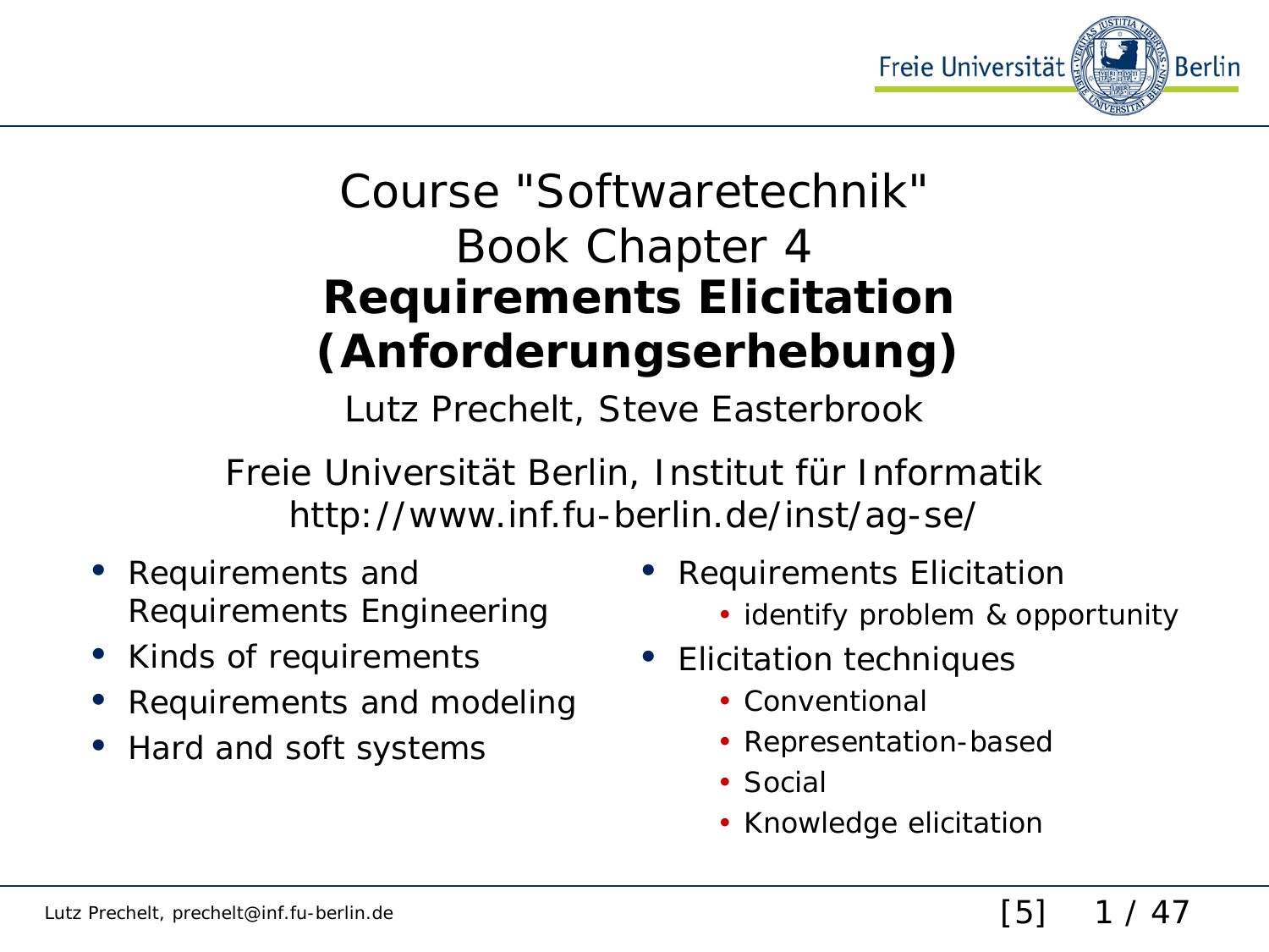# Course "Softwaretechnik"
## Book Chapter 4
## **Requirements Elicitation (Anforderungserhebung)**

Lutz Prechelt, Steve Easterbrook

Freie Universität Berlin, Institut für Informatik
http://www.inf.fu-berlin.de/inst/ag-se/

- Requirements and Requirements Engineering
- Kinds of requirements
- Requirements and modeling
- Hard and soft systems
- Requirements Elicitation
  - identify problem & opportunity
- Elicitation techniques
  - Conventional
  - Representation-based
  - Social
  - Knowledge elicitation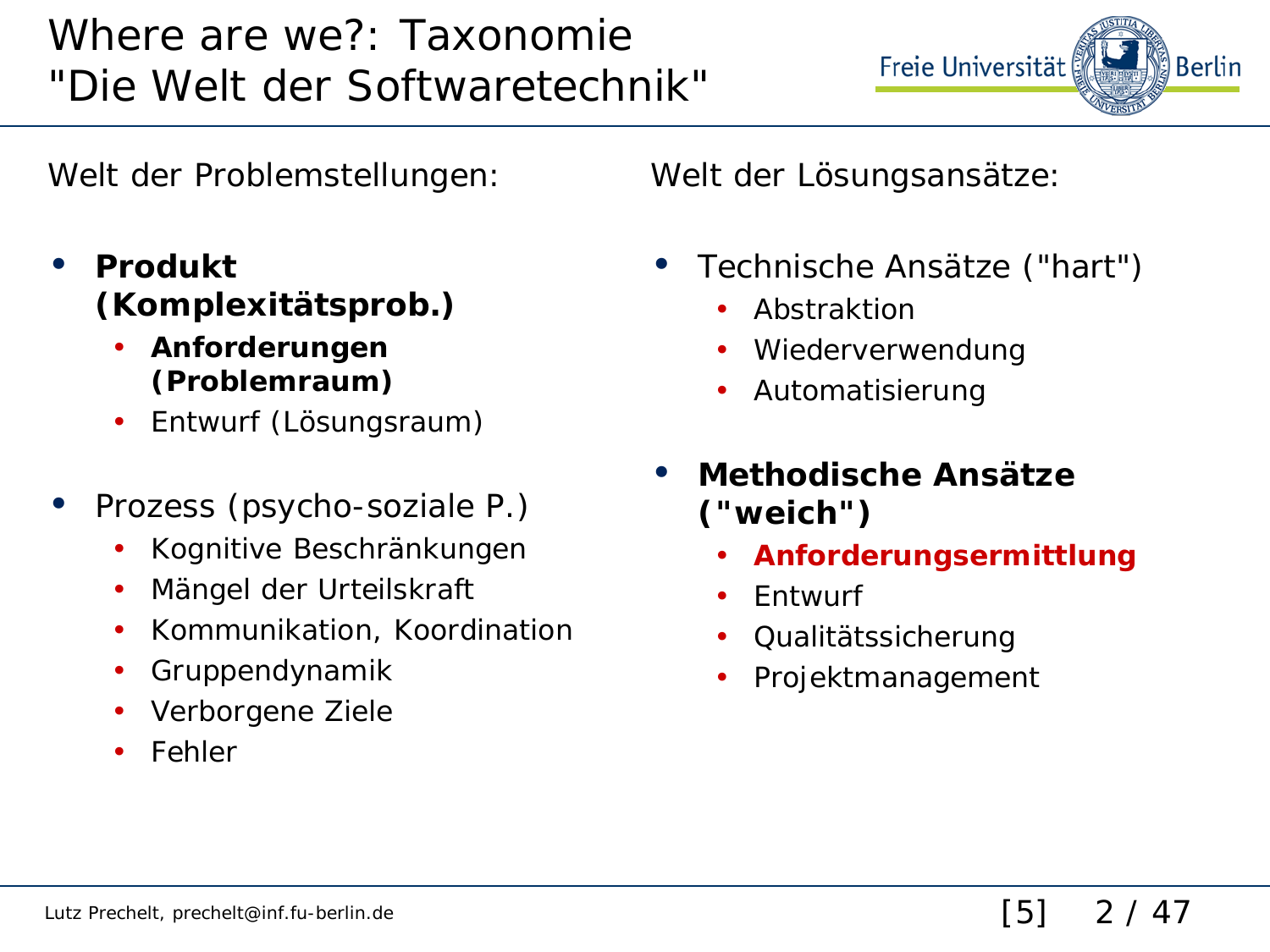# Where are we?: Taxonomie "Die Welt der Softwaretechnik"

Welt der Problemstellungen:

- **Produkt (Komplexitätsprob.)**
  - **Anforderungen (Problemraum)**
  - Entwurf (Lösungsraum)
- Prozess (psycho-soziale P.)
  - Kognitive Beschränkungen
  - Mängel der Urteilskraft
  - Kommunikation, Koordination
  - Gruppendynamik
  - Verborgene Ziele
  - Fehler

Welt der Lösungsansätze:

- Technische Ansätze ("hart")
  - Abstraktion
  - Wiederverwendung
  - Automatisierung
- **Methodische Ansätze ("weich")**
  - **Anforderungsermittlung**
  - Entwurf
  - Qualitätssicherung
  - Projektmanagement

Lutz Prechelt, prechelt@inf.fu-berlin.de

[5]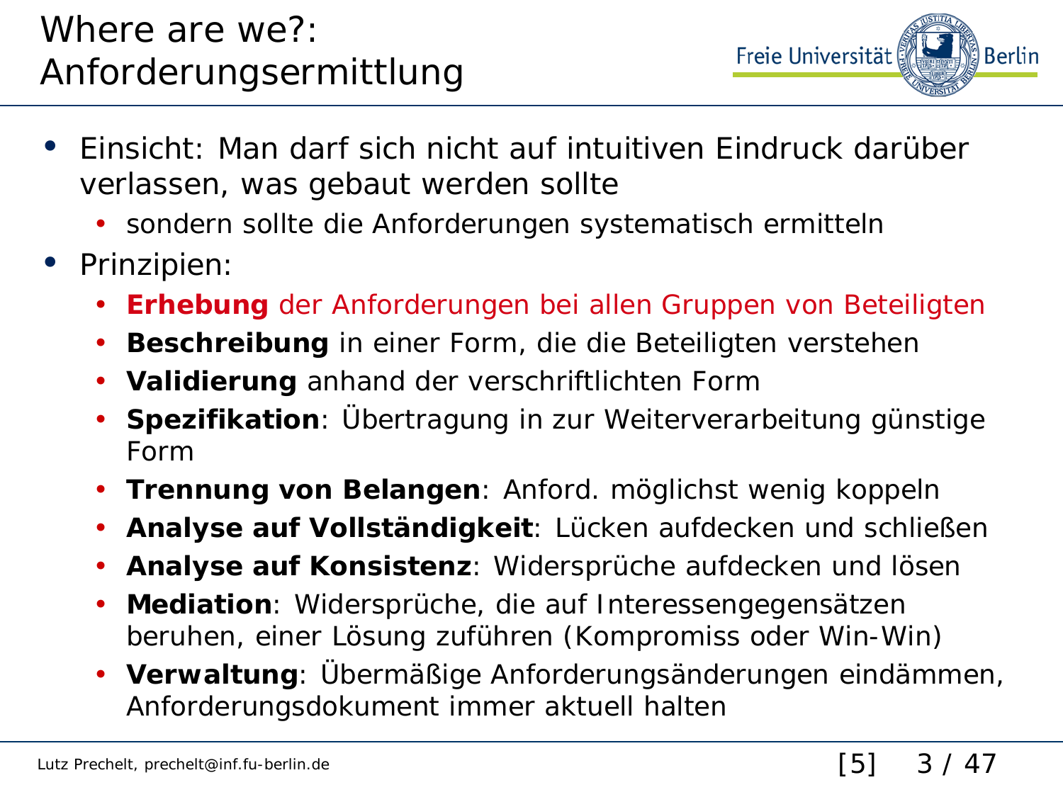# Where are we?: Anforderungsermittlung

- Einsicht: Man darf sich nicht auf intuitiven Eindruck darüber verlassen, was gebaut werden sollte
  - sondern sollte die Anforderungen systematisch ermitteln
- Prinzipien:
  - **Erhebung** der Anforderungen bei allen Gruppen von Beteiligten
  - **Beschreibung** in einer Form, die die Beteiligten verstehen
  - **Validierung** anhand der verschriftlichten Form
  - **Spezifikation**: Übertragung in zur Weiterverarbeitung günstige Form
  - **Trennung von Belangen**: Anford. möglichst wenig koppeln
  - **Analyse auf Vollständigkeit**: Lücken aufdecken und schließen
  - **Analyse auf Konsistenz**: Widersprüche aufdecken und lösen
  - **Mediation**: Widersprüche, die auf Interessengegensätzen beruhen, einer Lösung zuführen (Kompromiss oder Win-Win)
  - **Verwaltung**: Übermäßige Anforderungsänderungen eindämmen, Anforderungsdokument immer aktuell halten

[5]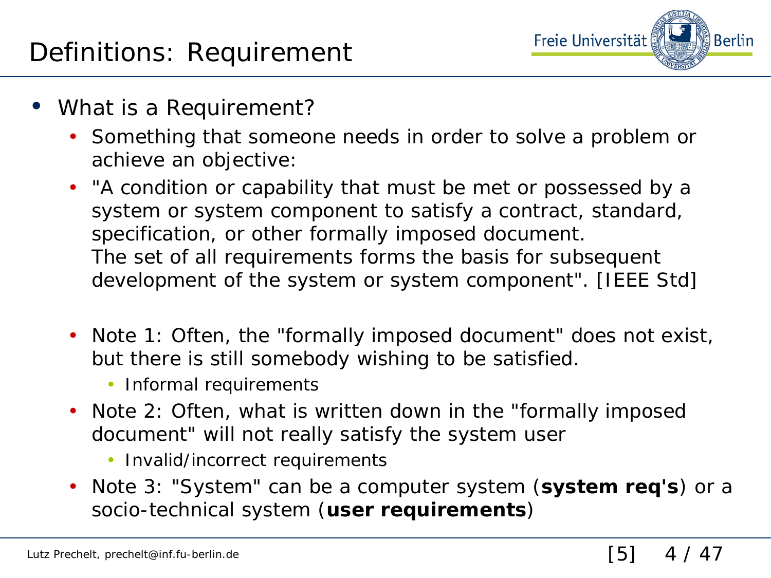# Definitions: Requirement

- What is a Requirement?
  - Something that someone needs in order to solve a problem or achieve an objective:
  - "A condition or capability that must be met or possessed by a system or system component to satisfy a contract, standard, specification, or other formally imposed document.
    The set of all requirements forms the basis for subsequent development of the system or system component". [IEEE Std]
  - Note 1: Often, the "formally imposed document" does not exist, but there is still somebody wishing to be satisfied.
    - Informal requirements
  - Note 2: Often, what is written down in the "formally imposed document" will not really satisfy the system user
    - Invalid/incorrect requirements
  - Note 3: "System" can be a computer system (**system req's**) or a socio-technical system (**user requirements**)

Lutz Prechelt, prechelt@inf.fu-berlin.de [5]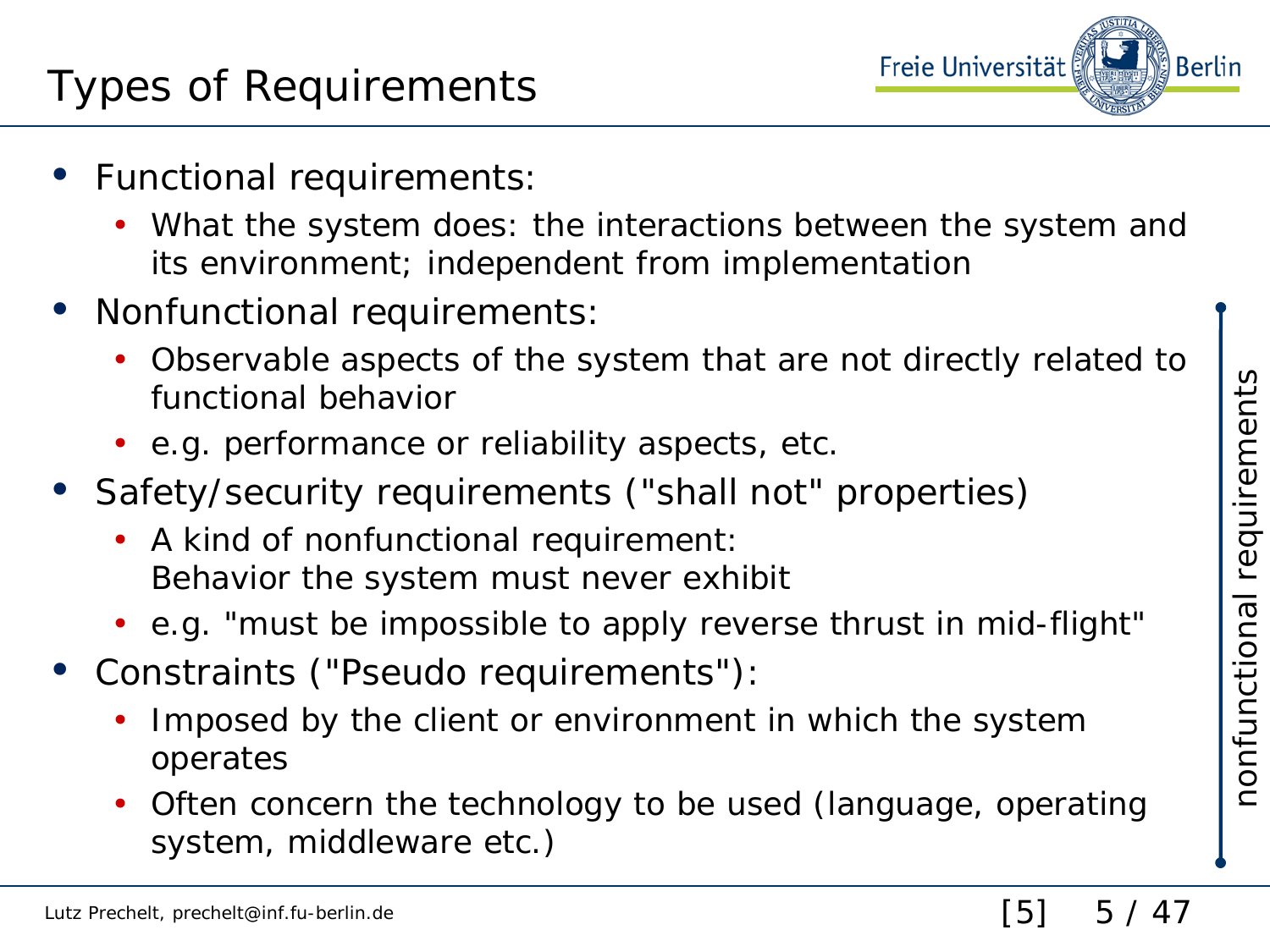# Types of Requirements

- Functional requirements:
  - What the system does: the interactions between the system and its environment; independent from implementation
- Nonfunctional requirements:
  - Observable aspects of the system that are not directly related to functional behavior
  - e.g. performance or reliability aspects, etc.
- Safety/security requirements ("shall not" properties)
  - A kind of nonfunctional requirement: Behavior the system must never exhibit
  - e.g. "must be impossible to apply reverse thrust in mid-flight"
- Constraints ("Pseudo requirements"):
  - Imposed by the client or environment in which the system operates
  - Often concern the technology to be used (language, operating system, middleware etc.)

nonfunctional requirements

[5]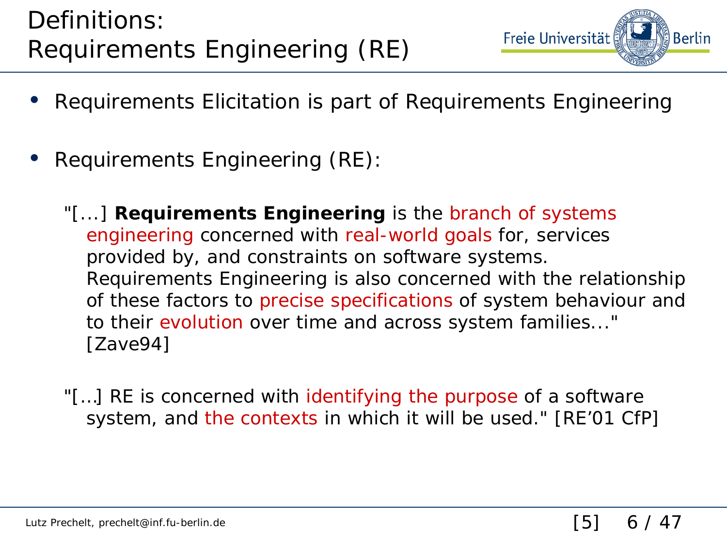# Definitions: Requirements Engineering (RE)

- Requirements Elicitation is part of Requirements Engineering

- Requirements Engineering (RE):

  "[...] **Requirements Engineering** is the branch of systems engineering concerned with real-world goals for, services provided by, and constraints on software systems. Requirements Engineering is also concerned with the relationship of these factors to precise specifications of system behaviour and to their evolution over time and across system families..." [Zave94]

  "[…] RE is concerned with identifying the purpose of a software system, and the contexts in which it will be used." [RE'01 CfP]

[5]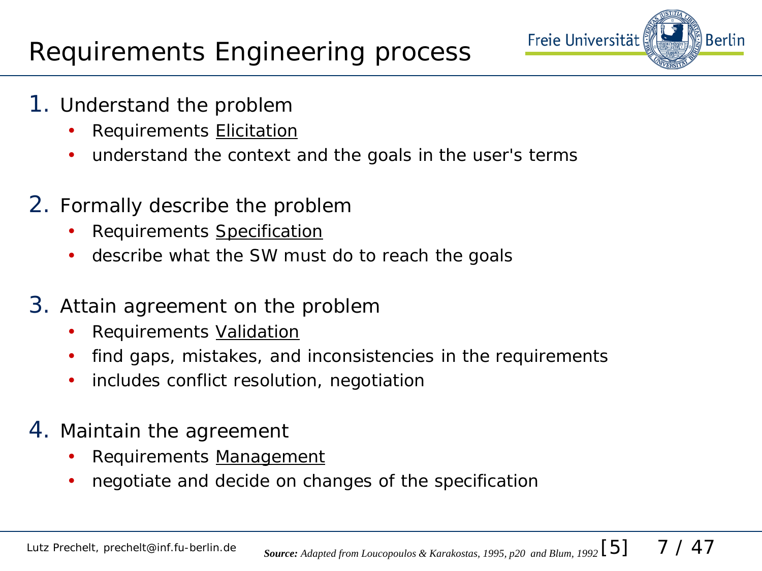# Requirements Engineering process

1. Understand the problem
   - Requirements <u>Elicitation</u>
   - understand the context and the goals in the user's terms

2. Formally describe the problem
   - Requirements <u>Specification</u>
   - describe what the SW must do to reach the goals

3. Attain agreement on the problem
   - Requirements <u>Validation</u>
   - find gaps, mistakes, and inconsistencies in the requirements
   - includes conflict resolution, negotiation

4. Maintain the agreement
   - Requirements <u>Management</u>
   - negotiate and decide on changes of the specification

***Source:*** *Adapted from Loucopoulos & Karakostas, 1995, p20 and Blum, 1992* [5]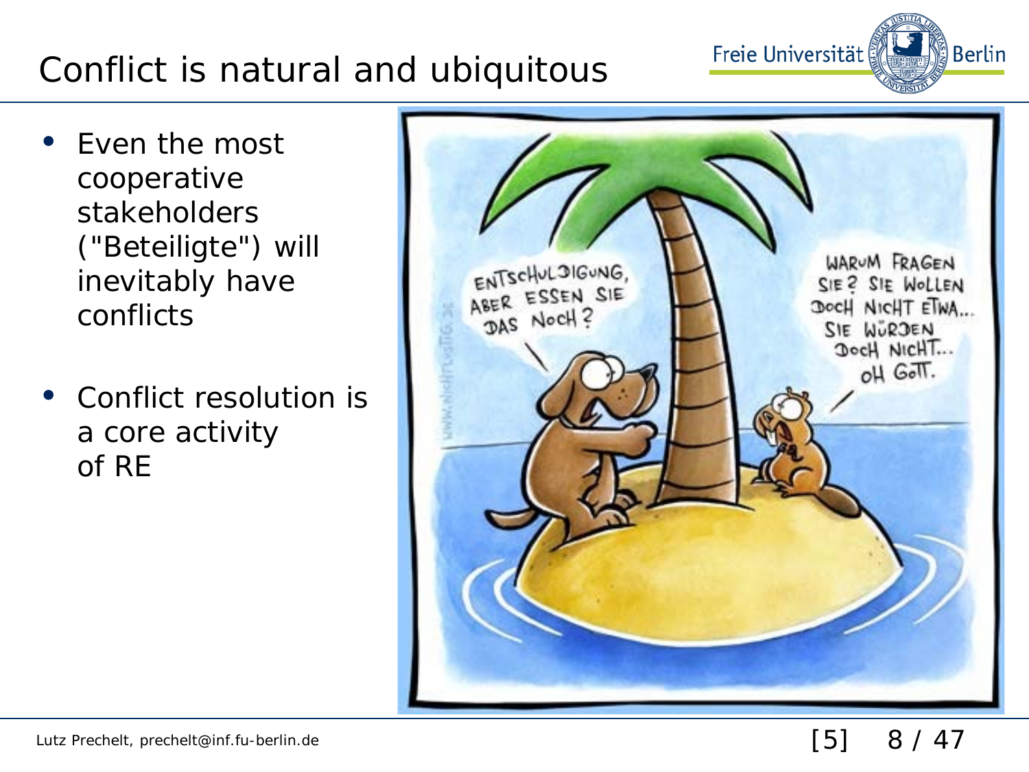# Conflict is natural and ubiquitous

- Even the most cooperative stakeholders ("Beteiligte") will inevitably have conflicts
- Conflict resolution is a core activity of RE

[5]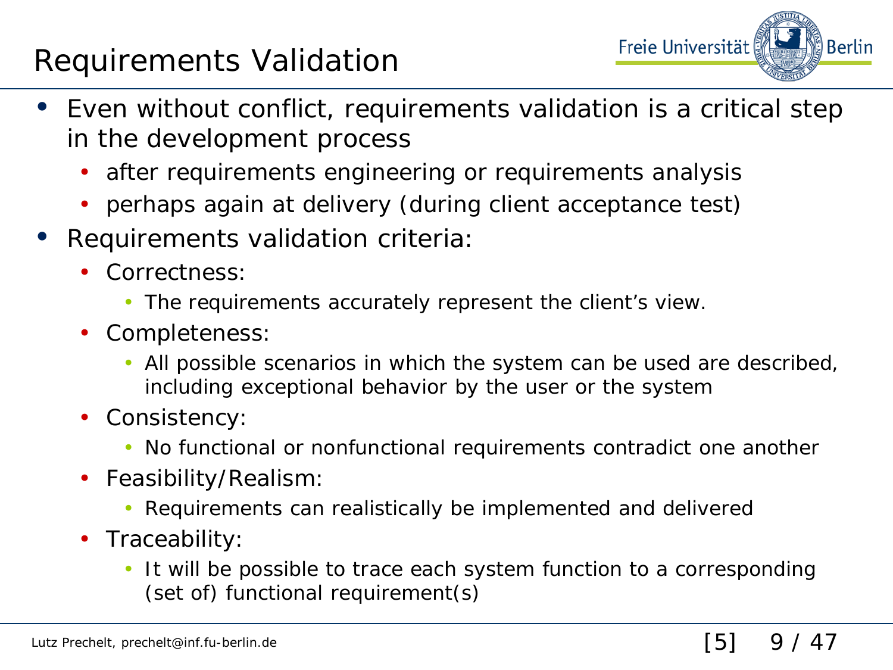# Requirements Validation

- Even without conflict, requirements validation is a critical step in the development process
  - after requirements engineering or requirements analysis
  - perhaps again at delivery (during client acceptance test)
- Requirements validation criteria:
  - Correctness:
    - The requirements accurately represent the client's view.
  - Completeness:
    - All possible scenarios in which the system can be used are described, including exceptional behavior by the user or the system
  - Consistency:
    - No functional or nonfunctional requirements contradict one another
  - Feasibility/Realism:
    - Requirements can realistically be implemented and delivered
  - Traceability:
    - It will be possible to trace each system function to a corresponding (set of) functional requirement(s)

[5]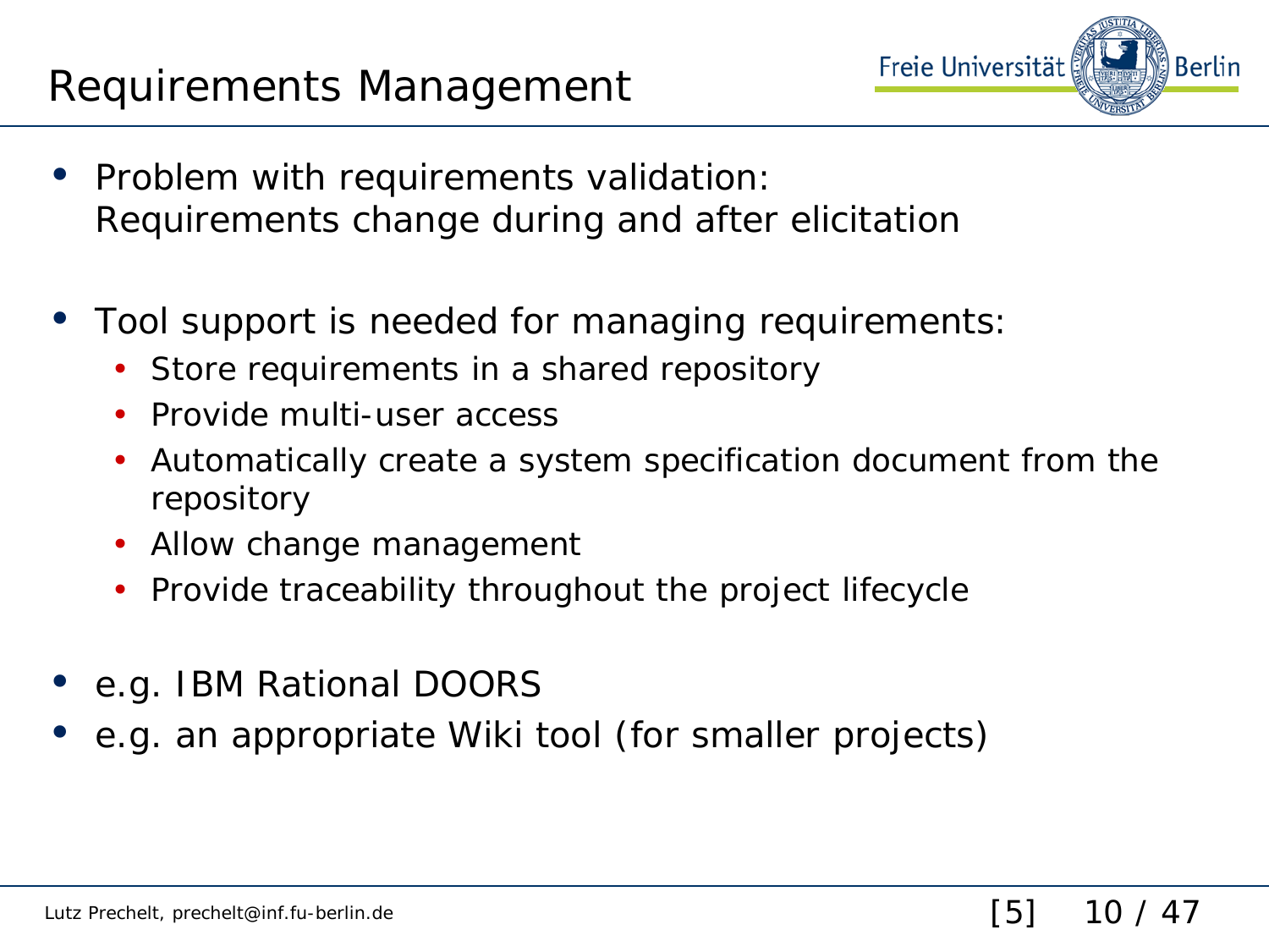# Requirements Management

- Problem with requirements validation:
  Requirements change during and after elicitation

- Tool support is needed for managing requirements:
  - Store requirements in a shared repository
  - Provide multi-user access
  - Automatically create a system specification document from the repository
  - Allow change management
  - Provide traceability throughout the project lifecycle

- e.g. IBM Rational DOORS
- e.g. an appropriate Wiki tool (for smaller projects)

[5]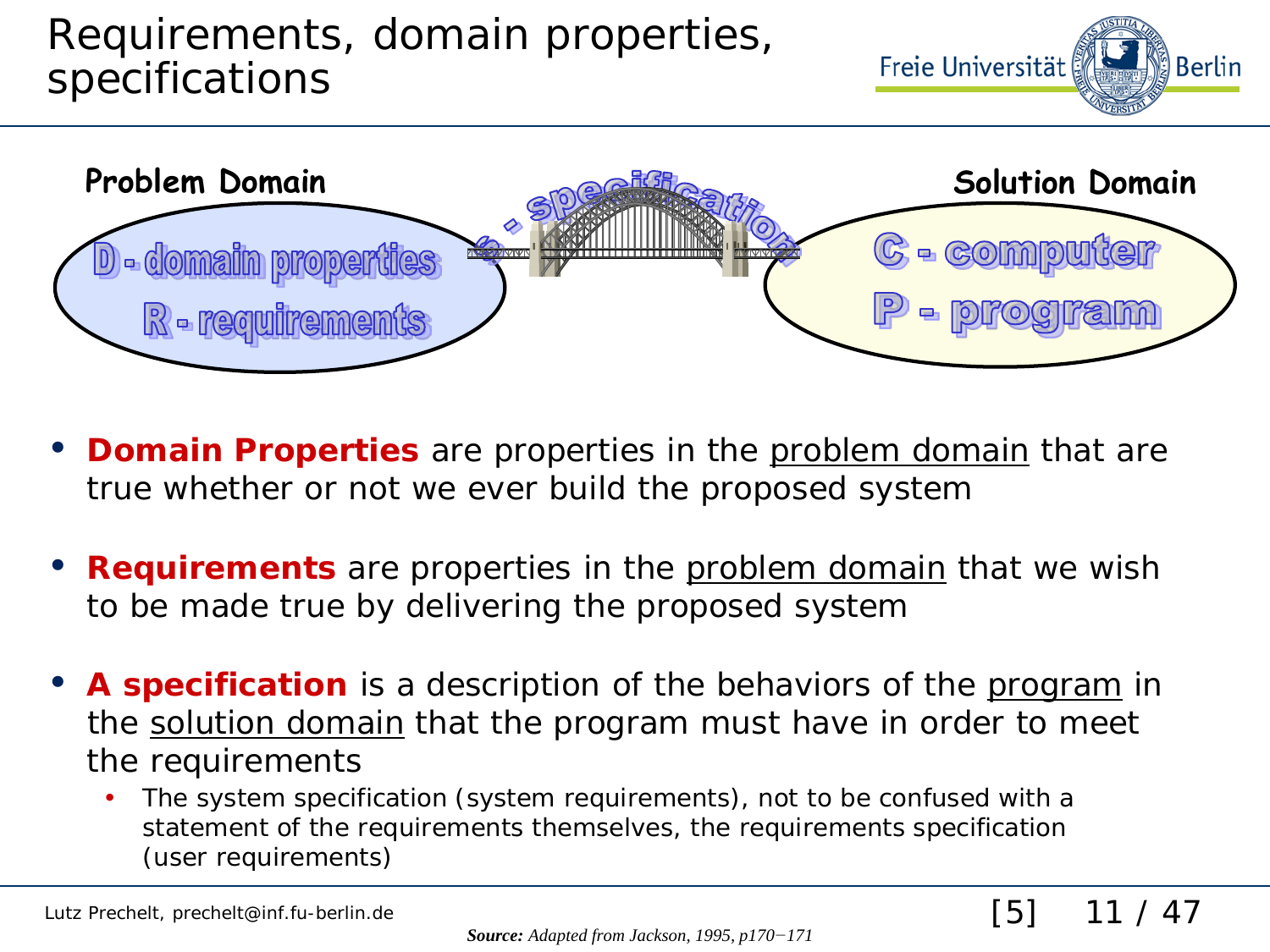# Requirements, domain properties, specifications

**Problem Domain**

D - domain properties

R - requirements

S - specification

**Solution Domain**

C - computer

P - program

- **Domain Properties** are properties in the problem domain that are true whether or not we ever build the proposed system
- **Requirements** are properties in the problem domain that we wish to be made true by delivering the proposed system
- **A specification** is a description of the behaviors of the program in the solution domain that the program must have in order to meet the requirements
  - The system specification (system requirements), not to be confused with a statement of the requirements themselves, the requirements specification (user requirements)

***Source:*** *Adapted from Jackson, 1995, p170−171*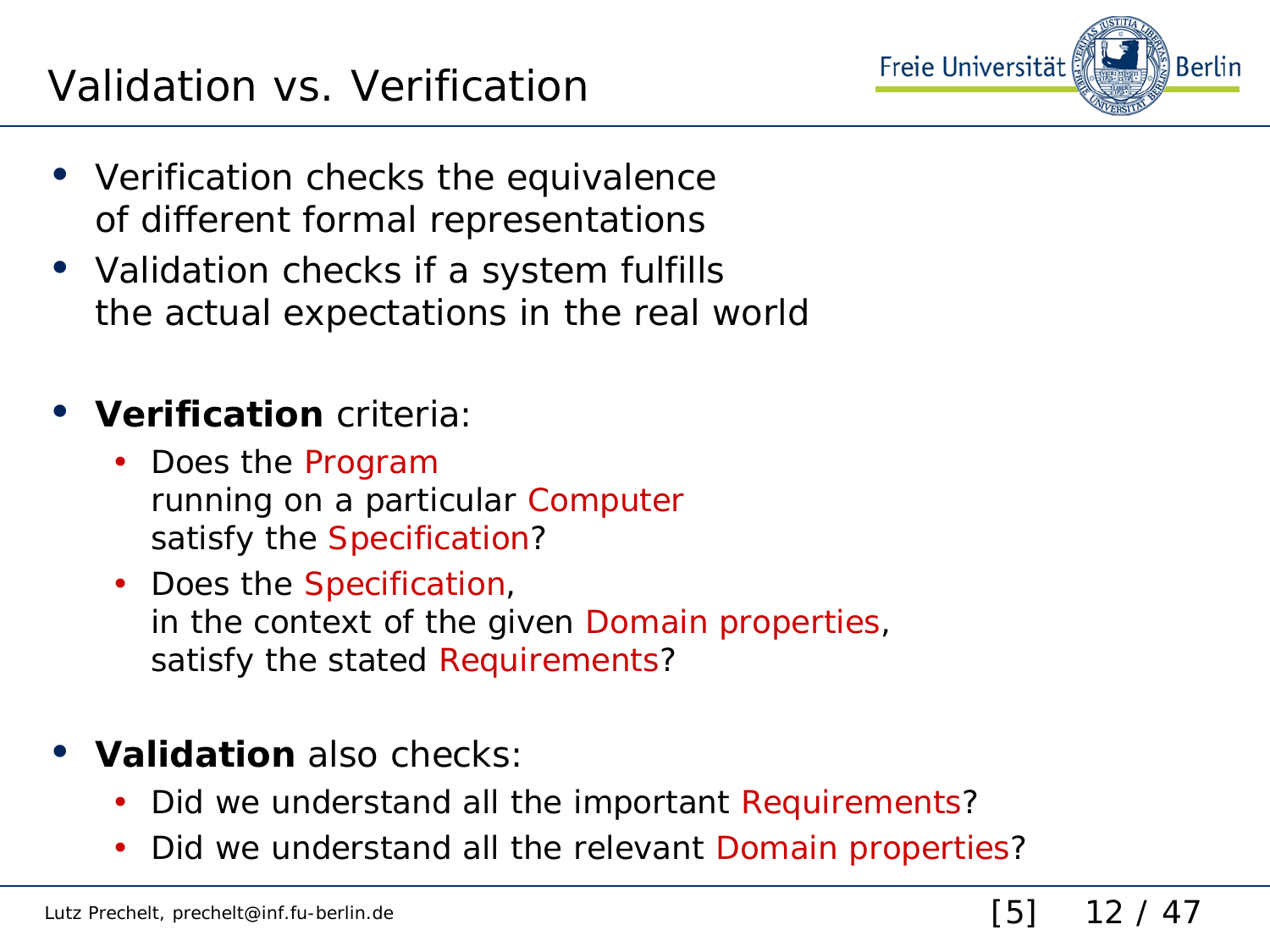# Validation vs. Verification

- Verification checks the equivalence of different formal representations
- Validation checks if a system fulfills the actual expectations in the real world

- **Verification** criteria:
  - Does the Program running on a particular Computer satisfy the Specification?
  - Does the Specification, in the context of the given Domain properties, satisfy the stated Requirements?

- **Validation** also checks:
  - Did we understand all the important Requirements?
  - Did we understand all the relevant Domain properties?

[5]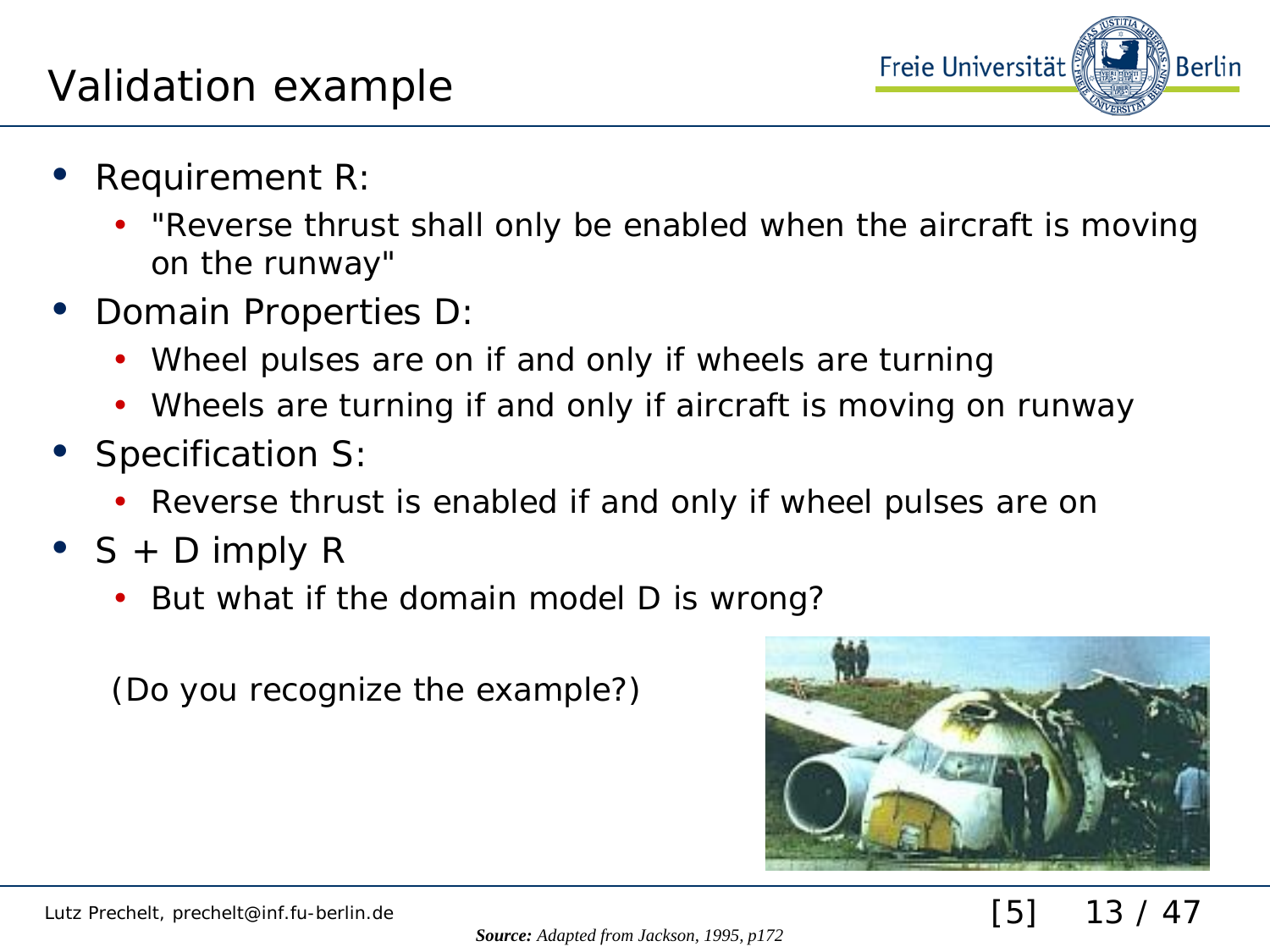# Validation example

- Requirement R:
  - "Reverse thrust shall only be enabled when the aircraft is moving on the runway"
- Domain Properties D:
  - Wheel pulses are on if and only if wheels are turning
  - Wheels are turning if and only if aircraft is moving on runway
- Specification S:
  - Reverse thrust is enabled if and only if wheel pulses are on
- S + D imply R
  - But what if the domain model D is wrong?

(Do you recognize the example?)

***Source:*** *Adapted from Jackson, 1995, p172*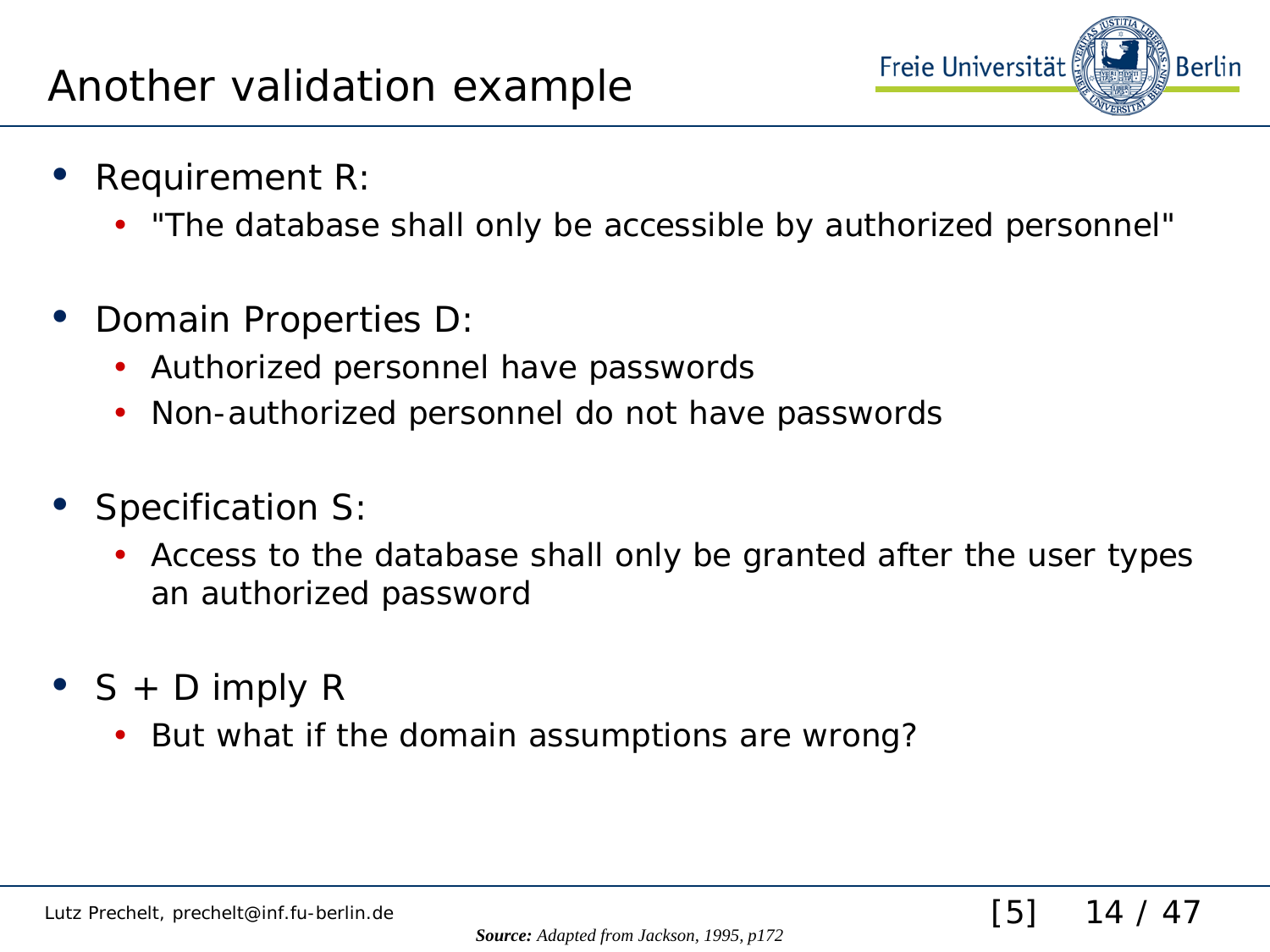# Another validation example

- Requirement R:
  - "The database shall only be accessible by authorized personnel"
- Domain Properties D:
  - Authorized personnel have passwords
  - Non-authorized personnel do not have passwords
- Specification S:
  - Access to the database shall only be granted after the user types an authorized password
- S + D imply R
  - But what if the domain assumptions are wrong?

***Source:*** *Adapted from Jackson, 1995, p172*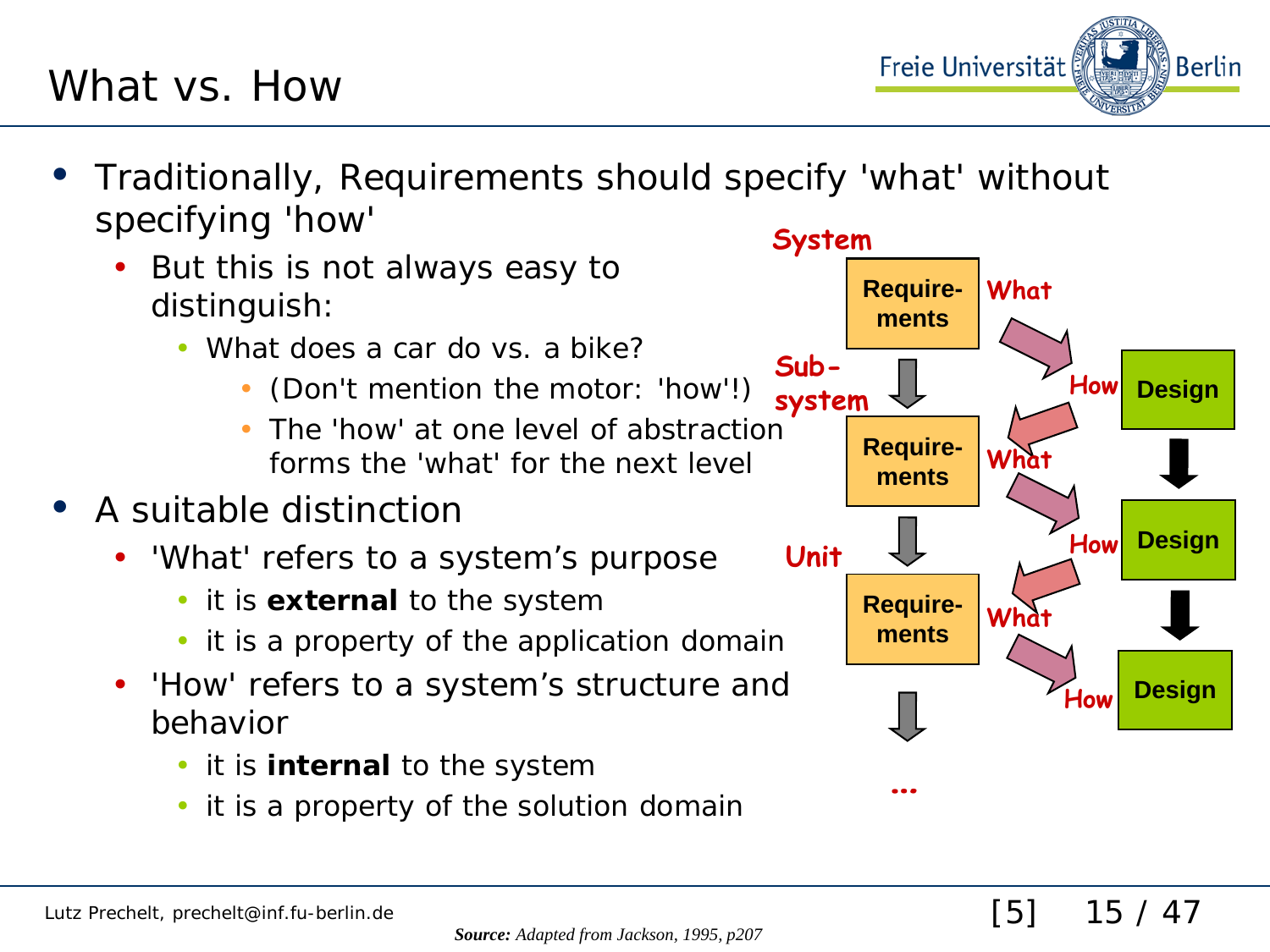# What vs. How

- Traditionally, Requirements should specify 'what' without specifying 'how'
  - But this is not always easy to distinguish:
    - What does a car do vs. a bike?
      - (Don't mention the motor: 'how'!)
      - The 'how' at one level of abstraction forms the 'what' for the next level
- A suitable distinction
  - 'What' refers to a system's purpose
    - it is **external** to the system
    - it is a property of the application domain
  - 'How' refers to a system's structure and behavior
    - it is **internal** to the system
    - it is a property of the solution domain

System — Requirements — What → How — Design

Sub-system — Requirements — What → How — Design

Unit — Requirements — What → How — Design

...

***Source:*** *Adapted from Jackson, 1995, p207*

Lutz Prechelt, prechelt@inf.fu-berlin.de

[5]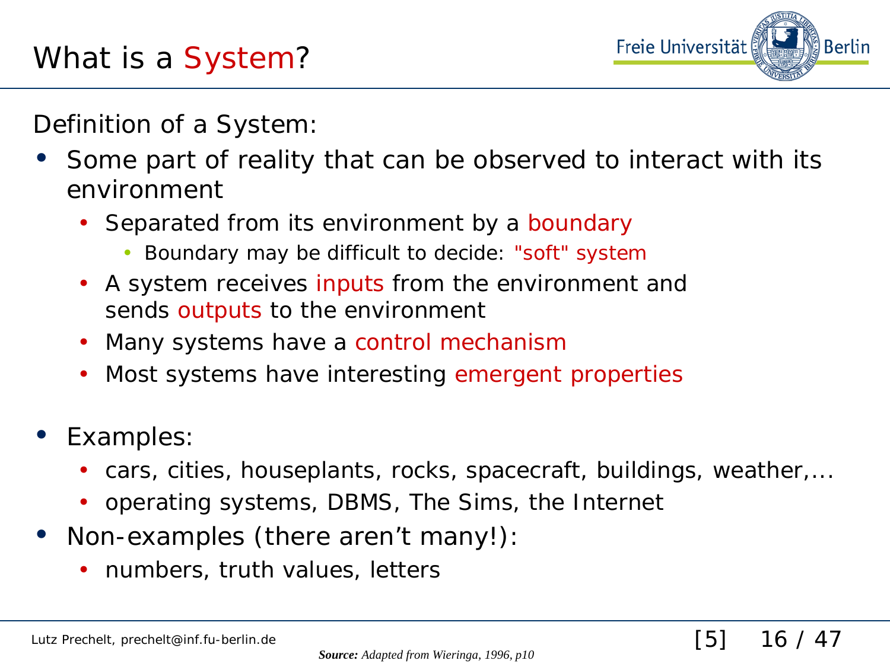# What is a System?

Definition of a System:

- Some part of reality that can be observed to interact with its environment
  - Separated from its environment by a boundary
    - Boundary may be difficult to decide: "soft" system
  - A system receives inputs from the environment and sends outputs to the environment
  - Many systems have a control mechanism
  - Most systems have interesting emergent properties

- Examples:
  - cars, cities, houseplants, rocks, spacecraft, buildings, weather,...
  - operating systems, DBMS, The Sims, the Internet
- Non-examples (there aren't many!):
  - numbers, truth values, letters

Lutz Prechelt, prechelt@inf.fu-berlin.de

***Source:*** *Adapted from Wieringa, 1996, p10*

[5]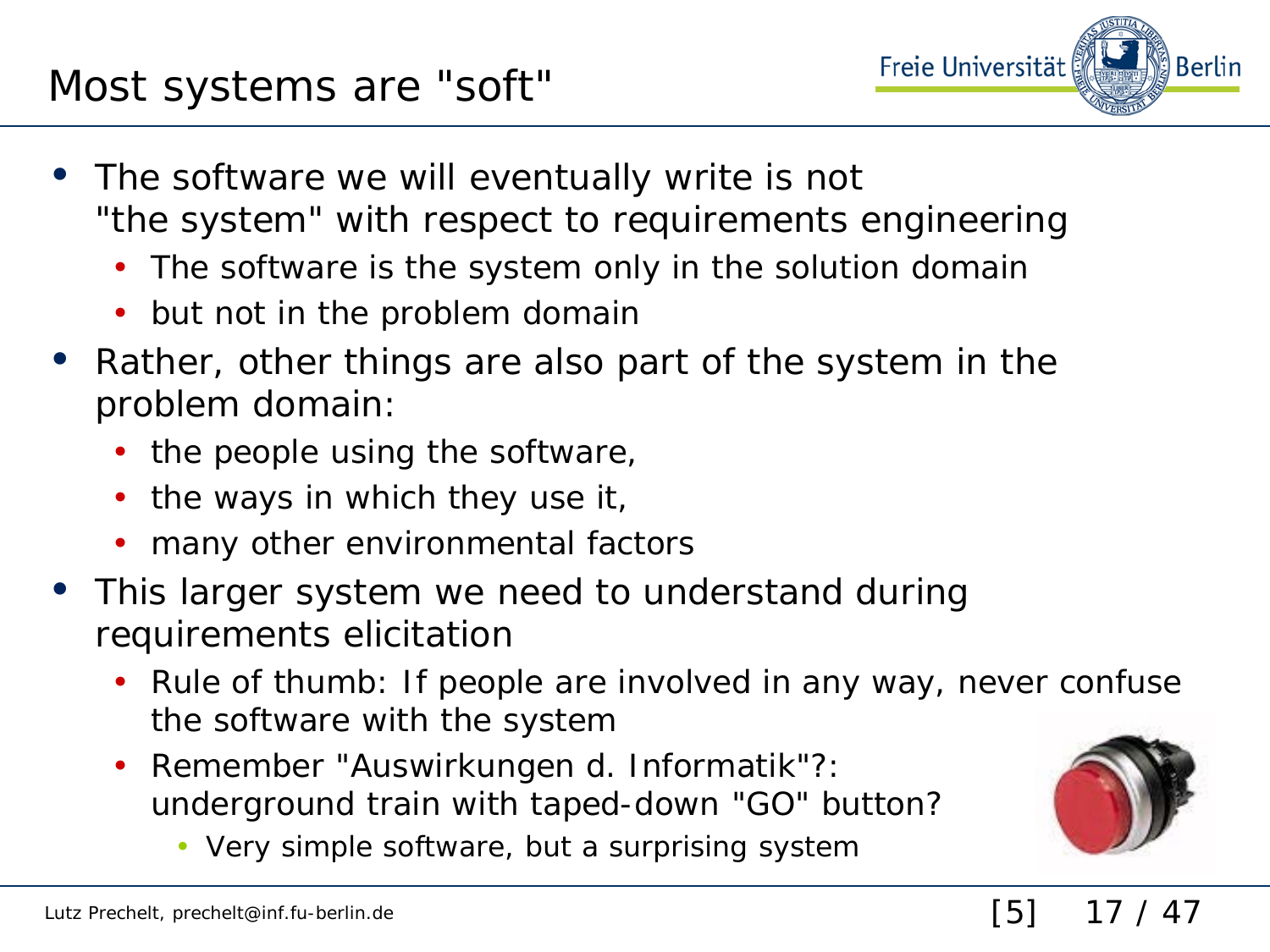# Most systems are "soft"

- The software we will eventually write is not "the system" with respect to requirements engineering
  - The software is the system only in the solution domain
  - but not in the problem domain
- Rather, other things are also part of the system in the problem domain:
  - the people using the software,
  - the ways in which they use it,
  - many other environmental factors
- This larger system we need to understand during requirements elicitation
  - Rule of thumb: If people are involved in any way, never confuse the software with the system
  - Remember "Auswirkungen d. Informatik"?: underground train with taped-down "GO" button?
    - Very simple software, but a surprising system

[5]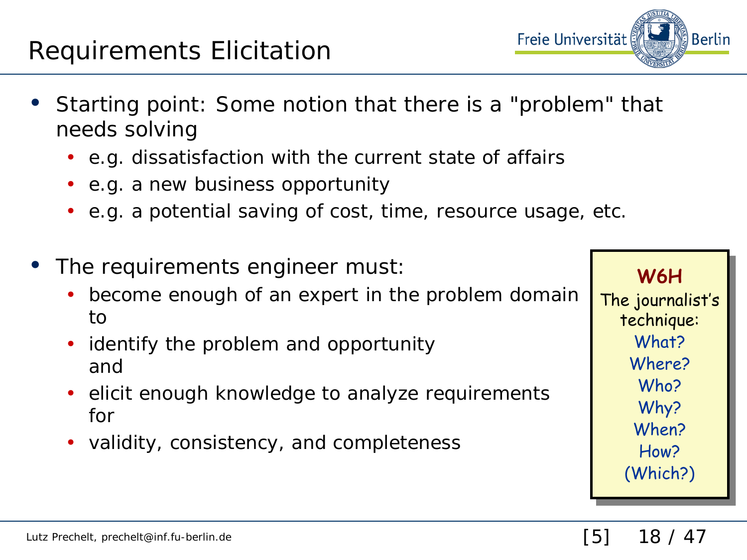# Requirements Elicitation

- Starting point: Some notion that there is a "problem" that needs solving
  - e.g. dissatisfaction with the current state of affairs
  - e.g. a new business opportunity
  - e.g. a potential saving of cost, time, resource usage, etc.

- The requirements engineer must:
  - become enough of an expert in the problem domain to
  - identify the problem and opportunity and
  - elicit enough knowledge to analyze requirements for
  - validity, consistency, and completeness

**W6H**

The journalist's technique:

What?
Where?
Who?
Why?
When?
How?
(Which?)

[5]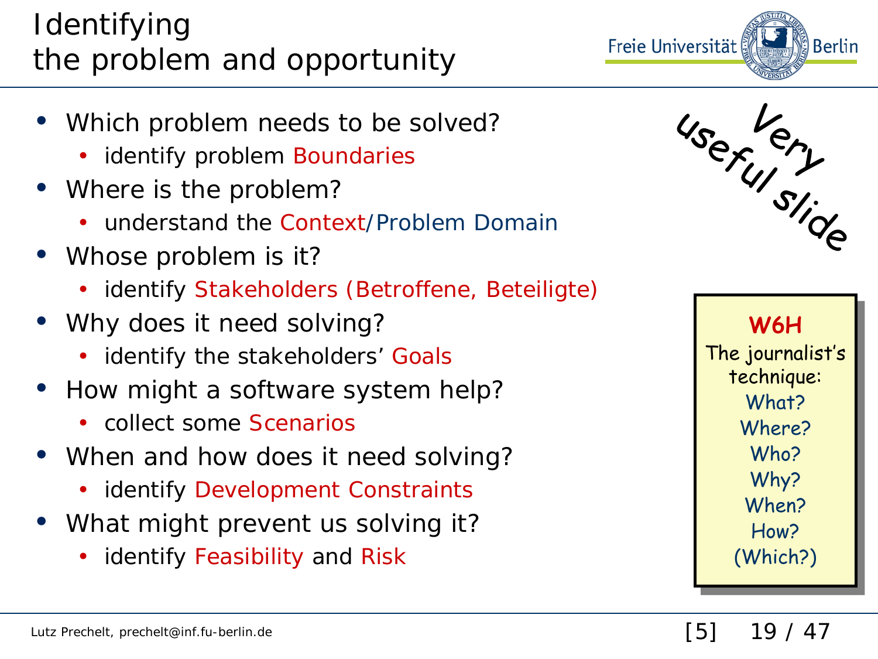# Identifying the problem and opportunity

- Which problem needs to be solved?
  - identify problem Boundaries
- Where is the problem?
  - understand the Context/Problem Domain
- Whose problem is it?
  - identify Stakeholders (Betroffene, Beteiligte)
- Why does it need solving?
  - identify the stakeholders' Goals
- How might a software system help?
  - collect some Scenarios
- When and how does it need solving?
  - identify Development Constraints
- What might prevent us solving it?
  - identify Feasibility and Risk

Very useful slide

**W6H**
The journalist's technique:
What?
Where?
Who?
Why?
When?
How?
(Which?)

Lutz Prechelt, prechelt@inf.fu-berlin.de

[5]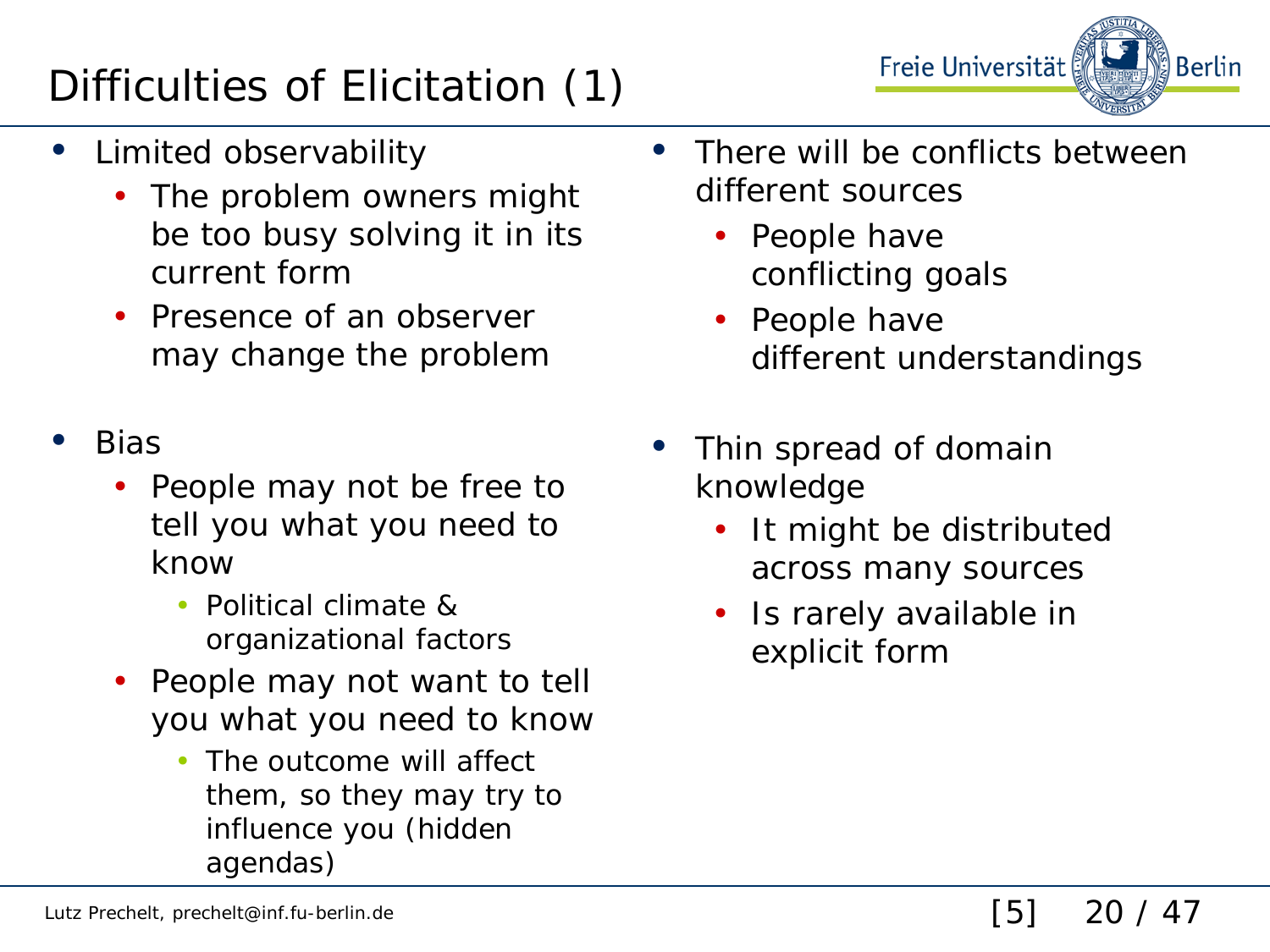# Difficulties of Elicitation (1)

- Limited observability
  - The problem owners might be too busy solving it in its current form
  - Presence of an observer may change the problem
- Bias
  - People may not be free to tell you what you need to know
    - Political climate & organizational factors
  - People may not want to tell you what you need to know
    - The outcome will affect them, so they may try to influence you (hidden agendas)
- There will be conflicts between different sources
  - People have conflicting goals
  - People have different understandings
- Thin spread of domain knowledge
  - It might be distributed across many sources
  - Is rarely available in explicit form

[5]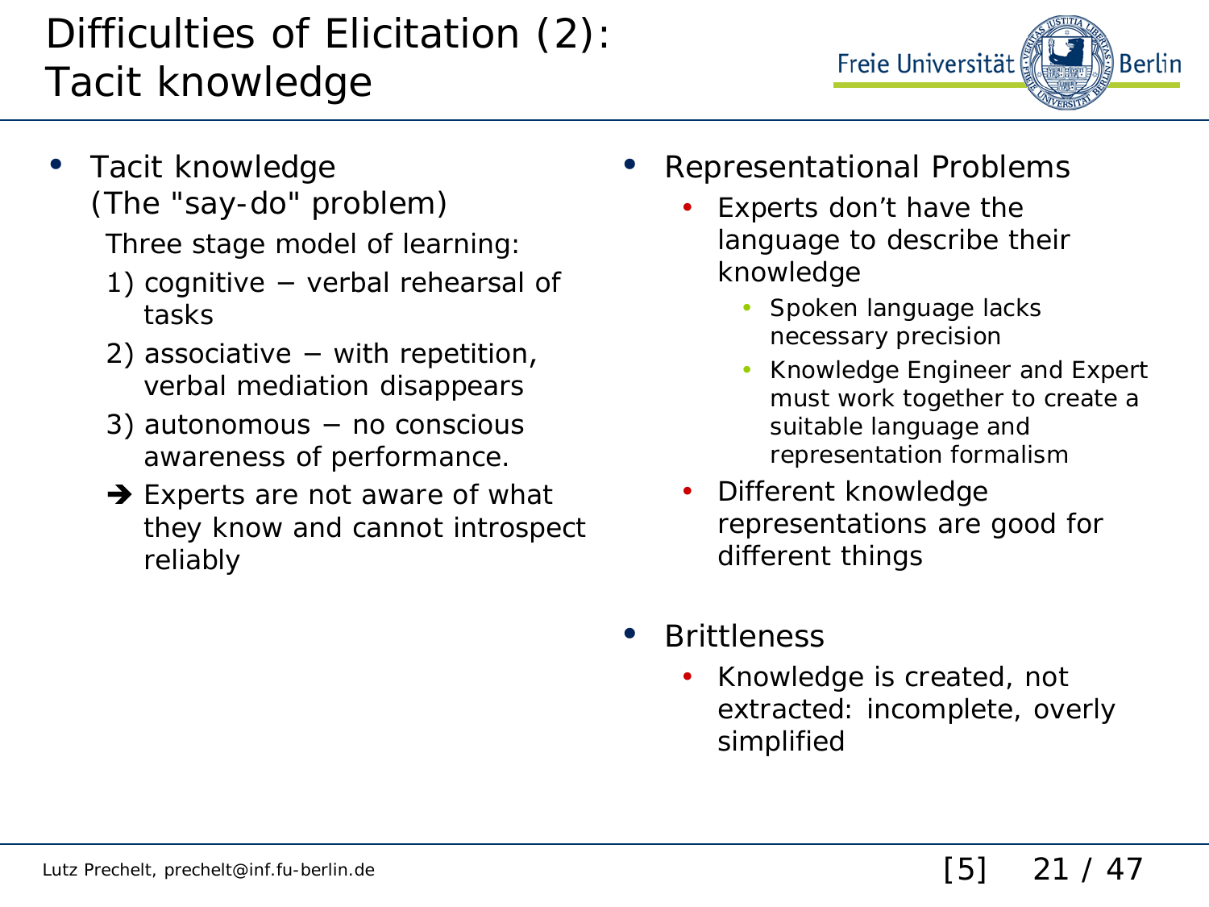# Difficulties of Elicitation (2): Tacit knowledge

- Tacit knowledge
  (The "say-do" problem)

  Three stage model of learning:

  1) cognitive − verbal rehearsal of tasks
  2) associative − with repetition, verbal mediation disappears
  3) autonomous − no conscious awareness of performance.

  ➔ Experts are not aware of what they know and cannot introspect reliably

- Representational Problems
  - Experts don't have the language to describe their knowledge
    - Spoken language lacks necessary precision
    - Knowledge Engineer and Expert must work together to create a suitable language and representation formalism
  - Different knowledge representations are good for different things

- Brittleness
  - Knowledge is created, not extracted: incomplete, overly simplified

[5]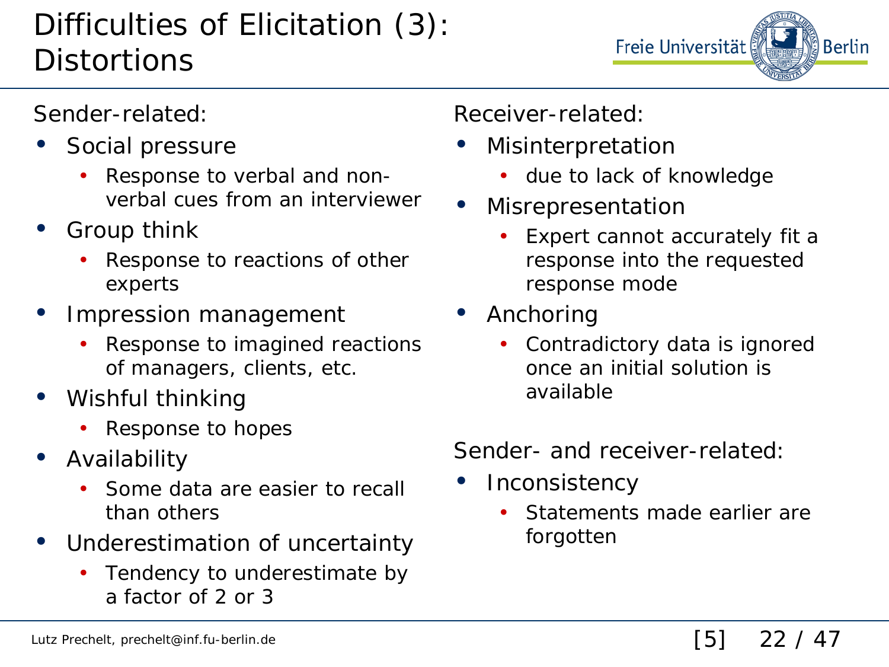# Difficulties of Elicitation (3): Distortions

Sender-related:

- Social pressure
  - Response to verbal and non-verbal cues from an interviewer
- Group think
  - Response to reactions of other experts
- Impression management
  - Response to imagined reactions of managers, clients, etc.
- Wishful thinking
  - Response to hopes
- Availability
  - Some data are easier to recall than others
- Underestimation of uncertainty
  - Tendency to underestimate by a factor of 2 or 3

Receiver-related:

- Misinterpretation
  - due to lack of knowledge
- Misrepresentation
  - Expert cannot accurately fit a response into the requested response mode
- Anchoring
  - Contradictory data is ignored once an initial solution is available

Sender- and receiver-related:

- Inconsistency
  - Statements made earlier are forgotten

[5]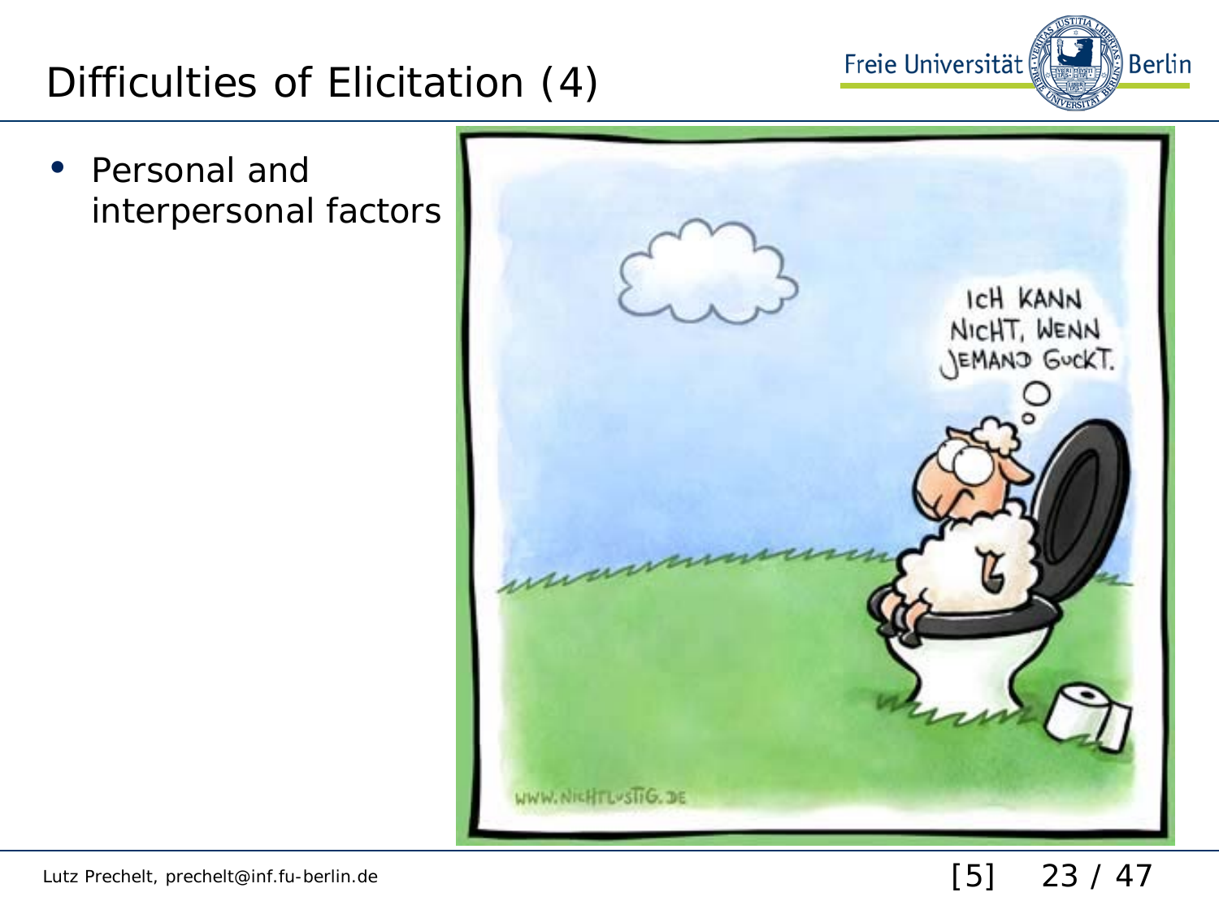# Difficulties of Elicitation (4)

- Personal and interpersonal factors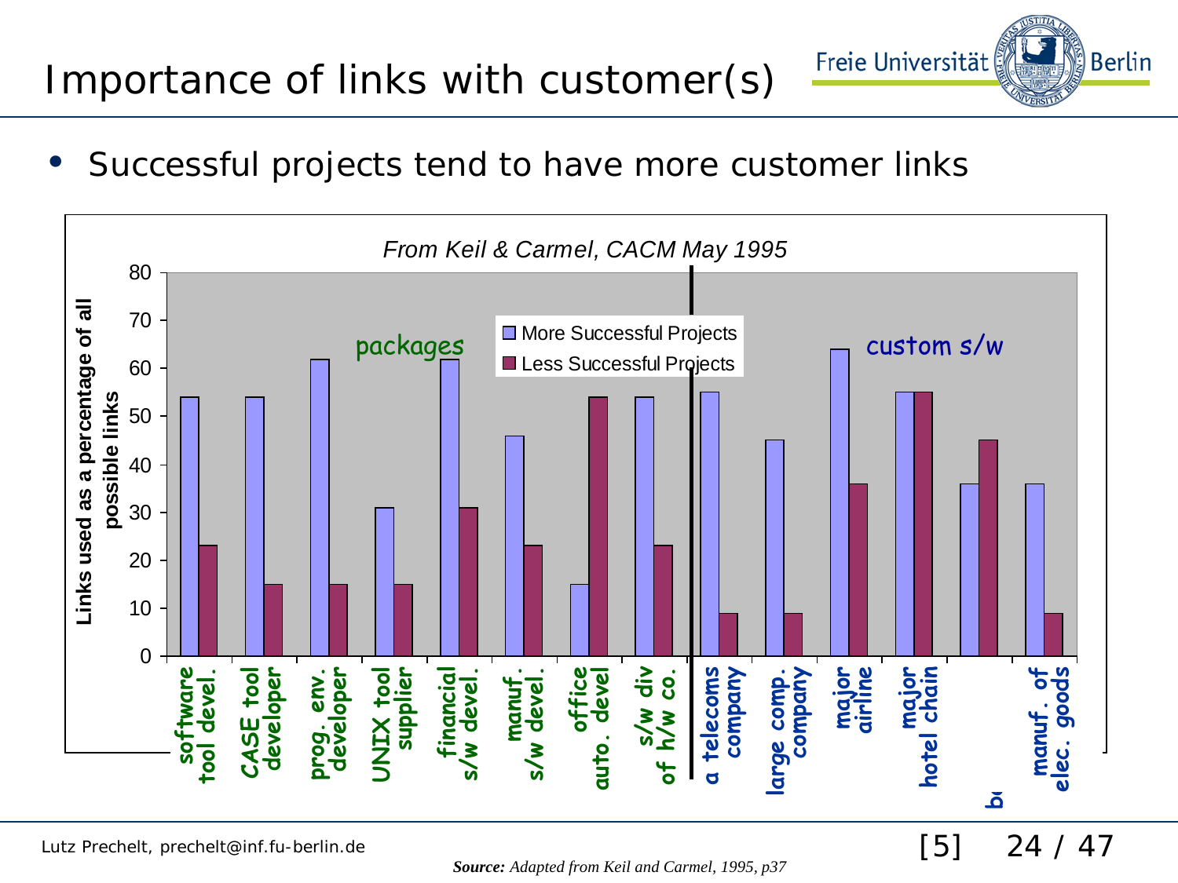# Importance of links with customer(s)

- Successful projects tend to have more customer links

*From Keil & Carmel, CACM May 1995*

Links used as a percentage of all possible links

| Category | Project | More Successful Projects | Less Successful Projects |
| --- | --- | --- | --- |
| packages | software tool devel. | 54 | 23 |
| packages | CASE tool developer | 54 | 15 |
| packages | prog. env. developer | 62 | 15 |
| packages | UNIX tool supplier | 31 | 15 |
| packages | financial s/w devel. | 62 | 31 |
| packages | manuf. s/w devel. | 46 | 23 |
| packages | office auto. devel | 15 | 54 |
| packages | s/w div of h/w co. | 54 | 23 |
| custom s/w | a telecoms company | 55 | 9 |
| custom s/w | large comp. company | 45 | 9 |
| custom s/w | major airline | 64 | 36 |
| custom s/w | major hotel chain | 55 | 55 |
| custom s/w | b | 36 | 45 |
| custom s/w | manuf. of elec. goods | 36 | 9 |

***Source:*** *Adapted from Keil and Carmel, 1995, p37*

[5]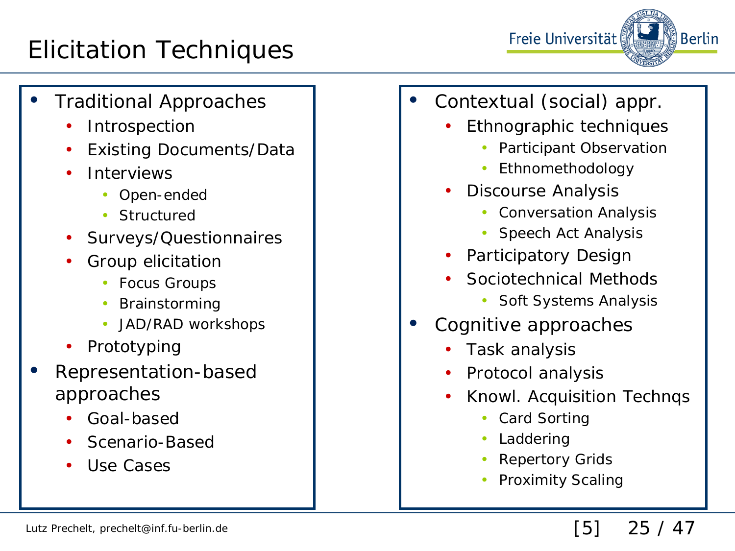# Elicitation Techniques

- Traditional Approaches
  - Introspection
  - Existing Documents/Data
  - Interviews
    - Open-ended
    - Structured
  - Surveys/Questionnaires
  - Group elicitation
    - Focus Groups
    - Brainstorming
    - JAD/RAD workshops
  - Prototyping
- Representation-based approaches
  - Goal-based
  - Scenario-Based
  - Use Cases

- Contextual (social) appr.
  - Ethnographic techniques
    - Participant Observation
    - Ethnomethodology
  - Discourse Analysis
    - Conversation Analysis
    - Speech Act Analysis
  - Participatory Design
  - Sociotechnical Methods
    - Soft Systems Analysis
- Cognitive approaches
  - Task analysis
  - Protocol analysis
  - Knowl. Acquisition Technqs
    - Card Sorting
    - Laddering
    - Repertory Grids
    - Proximity Scaling

[5]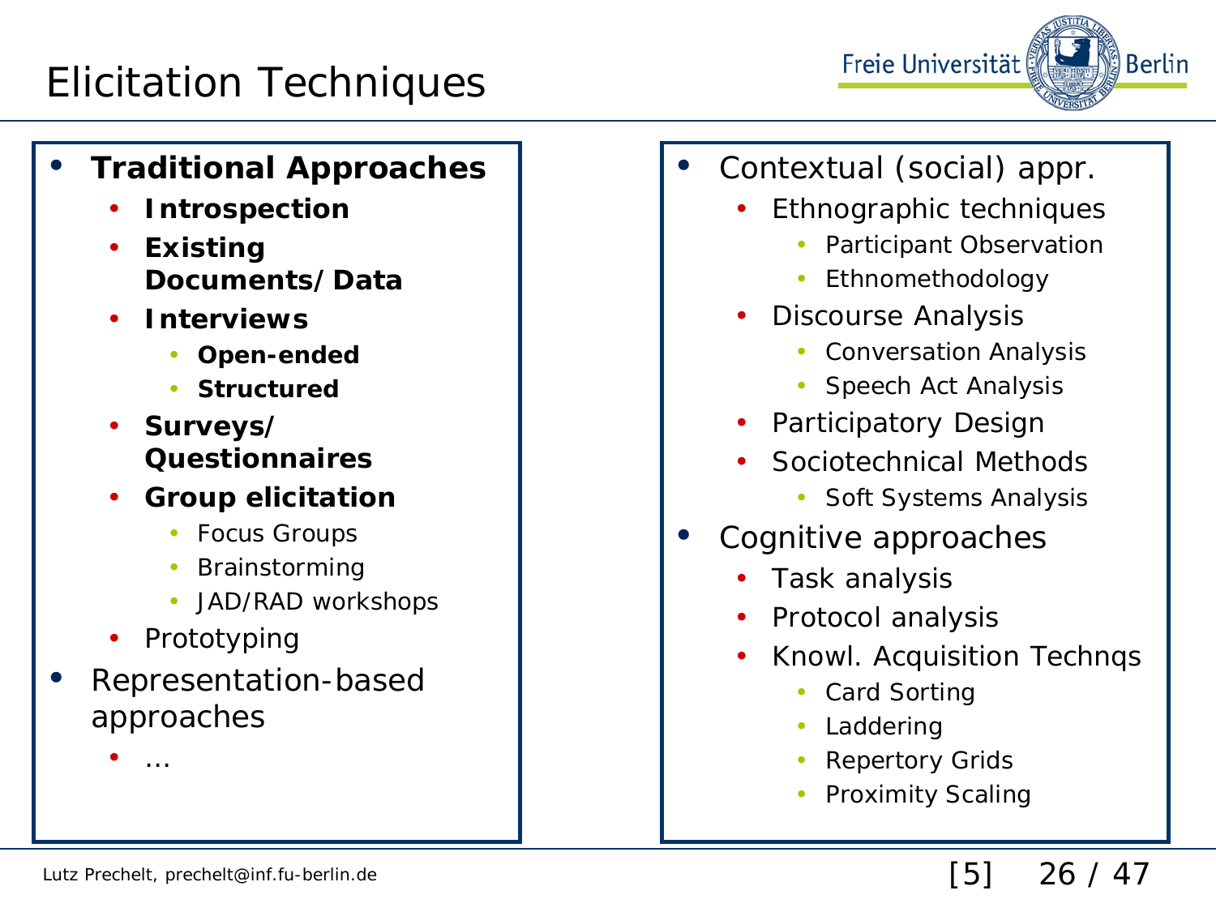# Elicitation Techniques

- **Traditional Approaches**
  - **Introspection**
  - **Existing Documents/Data**
  - **Interviews**
    - **Open-ended**
    - **Structured**
  - **Surveys/ Questionnaires**
  - **Group elicitation**
    - Focus Groups
    - Brainstorming
    - JAD/RAD workshops
  - Prototyping
- Representation-based approaches
  - …

- Contextual (social) appr.
  - Ethnographic techniques
    - Participant Observation
    - Ethnomethodology
  - Discourse Analysis
    - Conversation Analysis
    - Speech Act Analysis
  - Participatory Design
  - Sociotechnical Methods
    - Soft Systems Analysis
- Cognitive approaches
  - Task analysis
  - Protocol analysis
  - Knowl. Acquisition Technqs
    - Card Sorting
    - Laddering
    - Repertory Grids
    - Proximity Scaling

[5]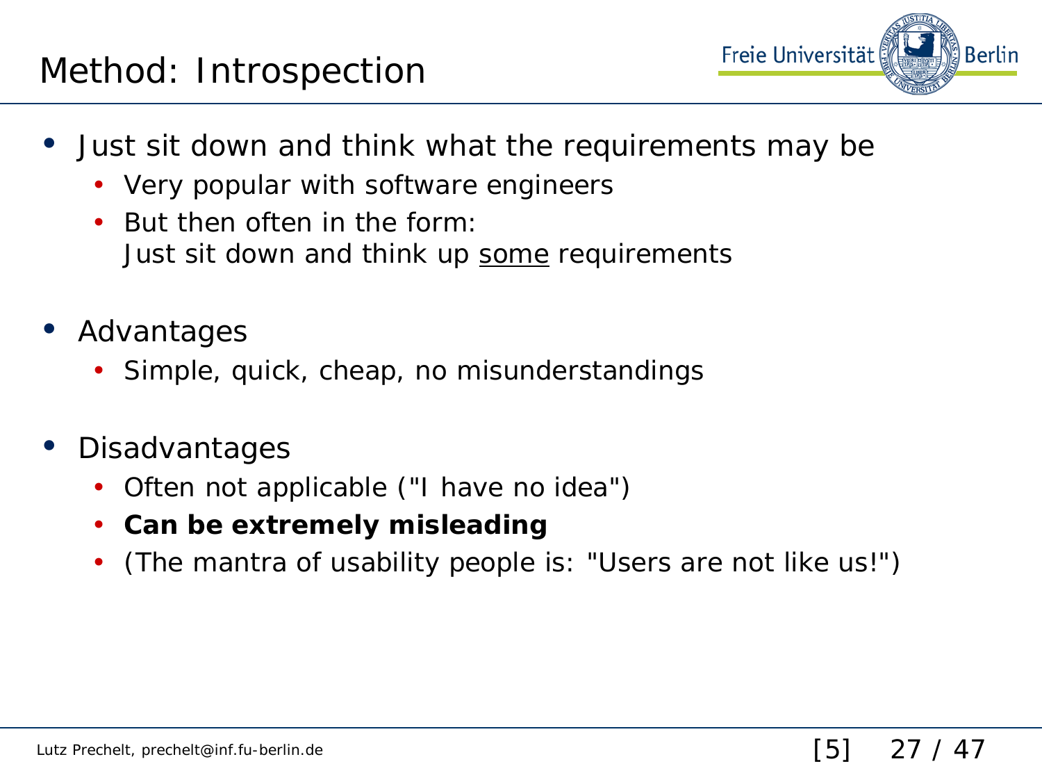# Method: Introspection

- Just sit down and think what the requirements may be
  - Very popular with software engineers
  - But then often in the form:
    Just sit down and think up <u>some</u> requirements

- Advantages
  - Simple, quick, cheap, no misunderstandings

- Disadvantages
  - Often not applicable ("I have no idea")
  - **Can be extremely misleading**
  - (The mantra of usability people is: "Users are not like us!")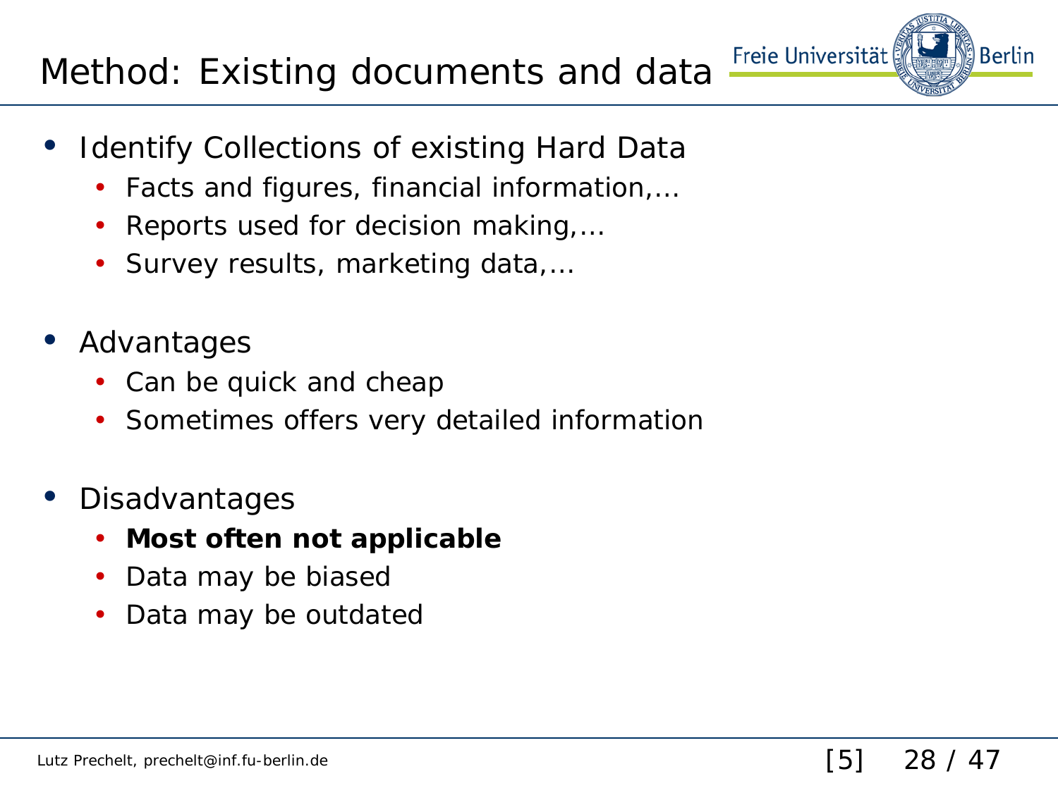# Method: Existing documents and data

- Identify Collections of existing Hard Data
  - Facts and figures, financial information,…
  - Reports used for decision making,…
  - Survey results, marketing data,…
- Advantages
  - Can be quick and cheap
  - Sometimes offers very detailed information
- Disadvantages
  - **Most often not applicable**
  - Data may be biased
  - Data may be outdated

[5]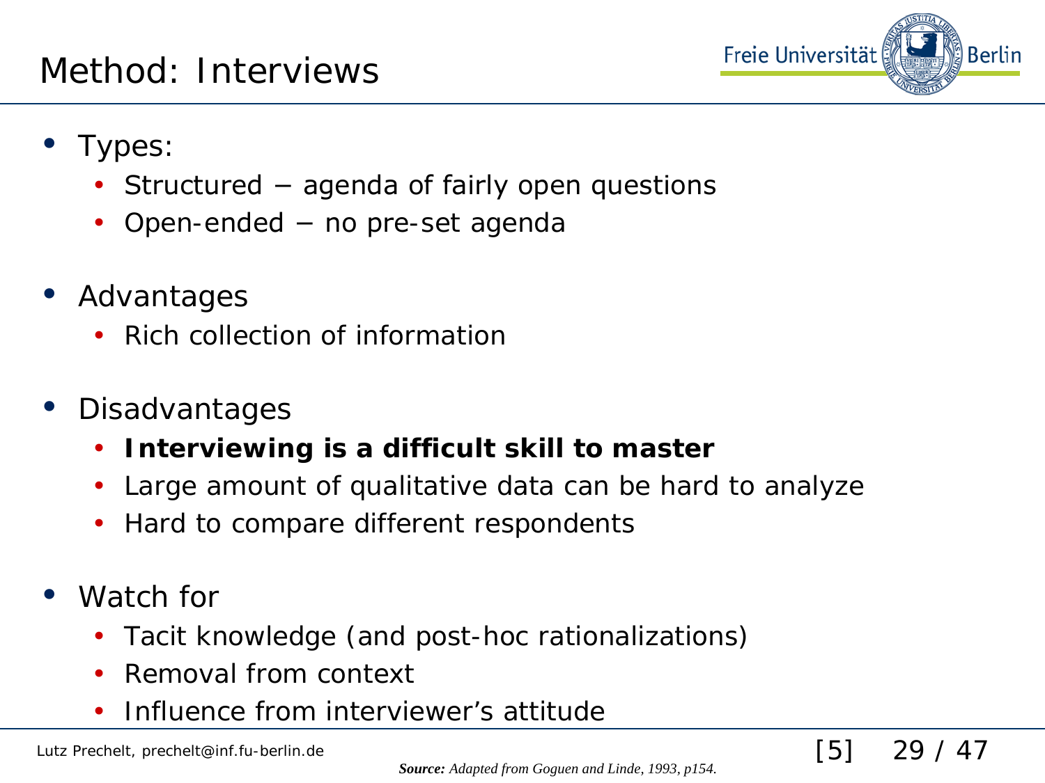# Method: Interviews

- Types:
  - Structured − agenda of fairly open questions
  - Open-ended − no pre-set agenda
- Advantages
  - Rich collection of information
- Disadvantages
  - **Interviewing is a difficult skill to master**
  - Large amount of qualitative data can be hard to analyze
  - Hard to compare different respondents
- Watch for
  - Tacit knowledge (and post-hoc rationalizations)
  - Removal from context
  - Influence from interviewer's attitude

[5]

***Source:*** *Adapted from Goguen and Linde, 1993, p154.*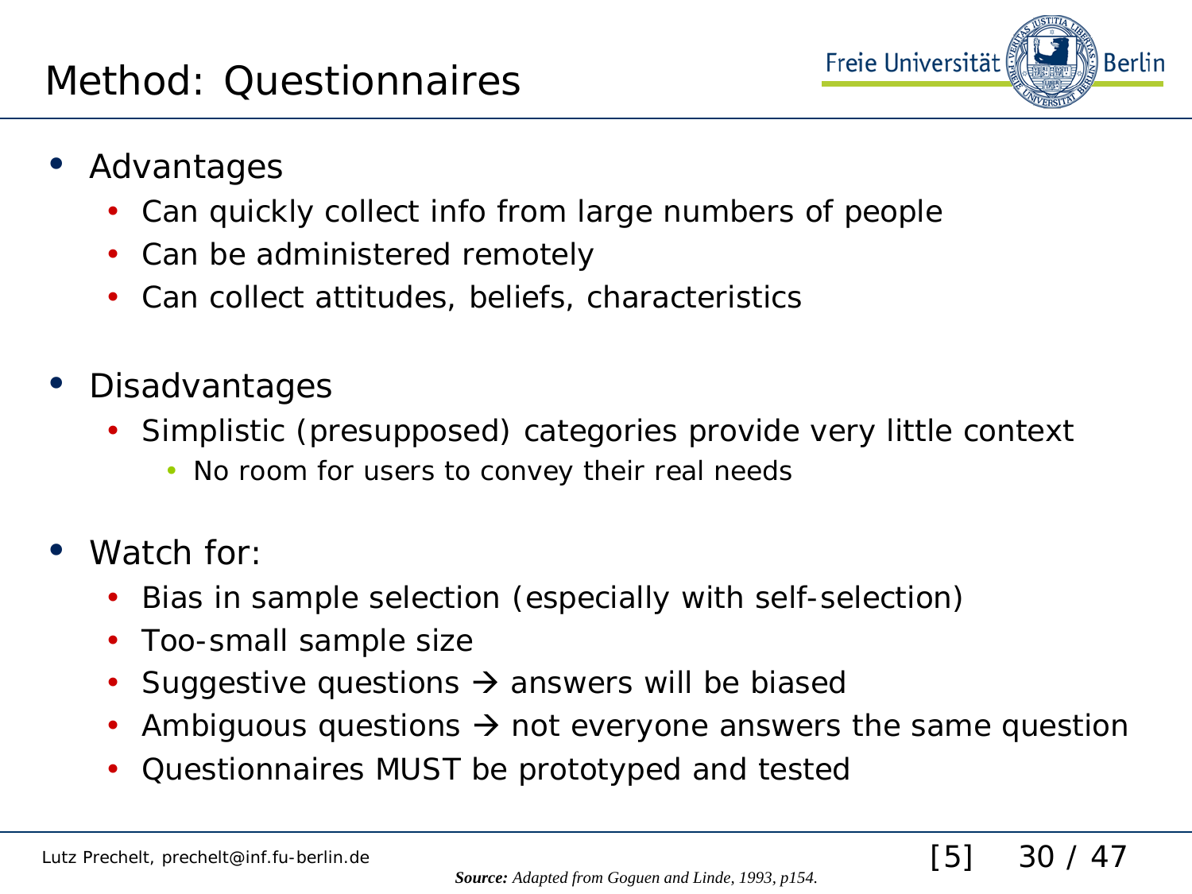# Method: Questionnaires

- Advantages
  - Can quickly collect info from large numbers of people
  - Can be administered remotely
  - Can collect attitudes, beliefs, characteristics
- Disadvantages
  - Simplistic (presupposed) categories provide very little context
    - No room for users to convey their real needs
- Watch for:
  - Bias in sample selection (especially with self-selection)
  - Too-small sample size
  - Suggestive questions → answers will be biased
  - Ambiguous questions → not everyone answers the same question
  - Questionnaires MUST be prototyped and tested

[5]

***Source:** Adapted from Goguen and Linde, 1993, p154.*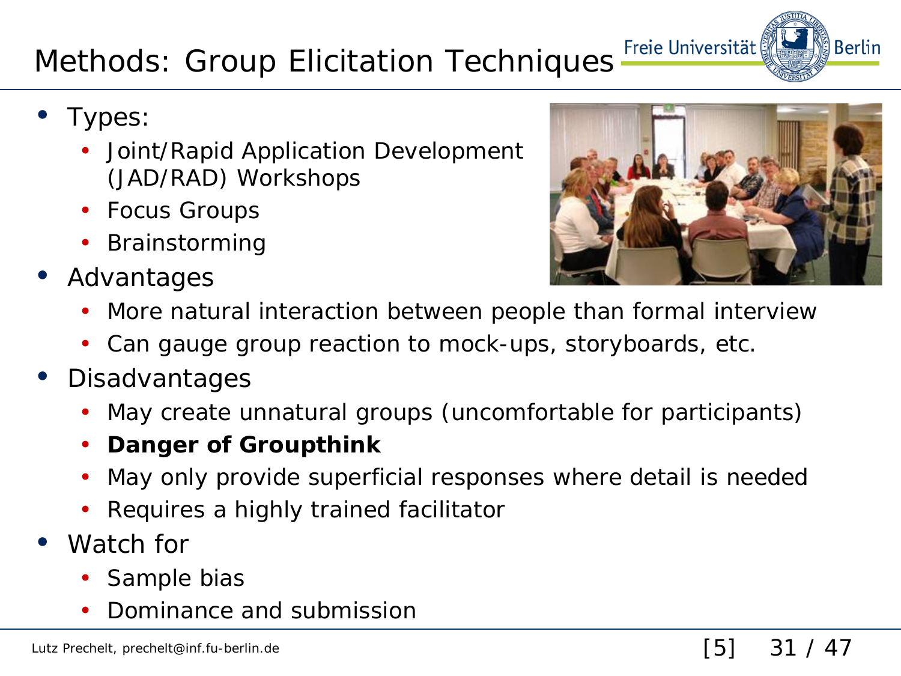# Methods: Group Elicitation Techniques

- Types:
  - Joint/Rapid Application Development (JAD/RAD) Workshops
  - Focus Groups
  - Brainstorming
- Advantages
  - More natural interaction between people than formal interview
  - Can gauge group reaction to mock-ups, storyboards, etc.
- Disadvantages
  - May create unnatural groups (uncomfortable for participants)
  - **Danger of Groupthink**
  - May only provide superficial responses where detail is needed
  - Requires a highly trained facilitator
- Watch for
  - Sample bias
  - Dominance and submission

[5]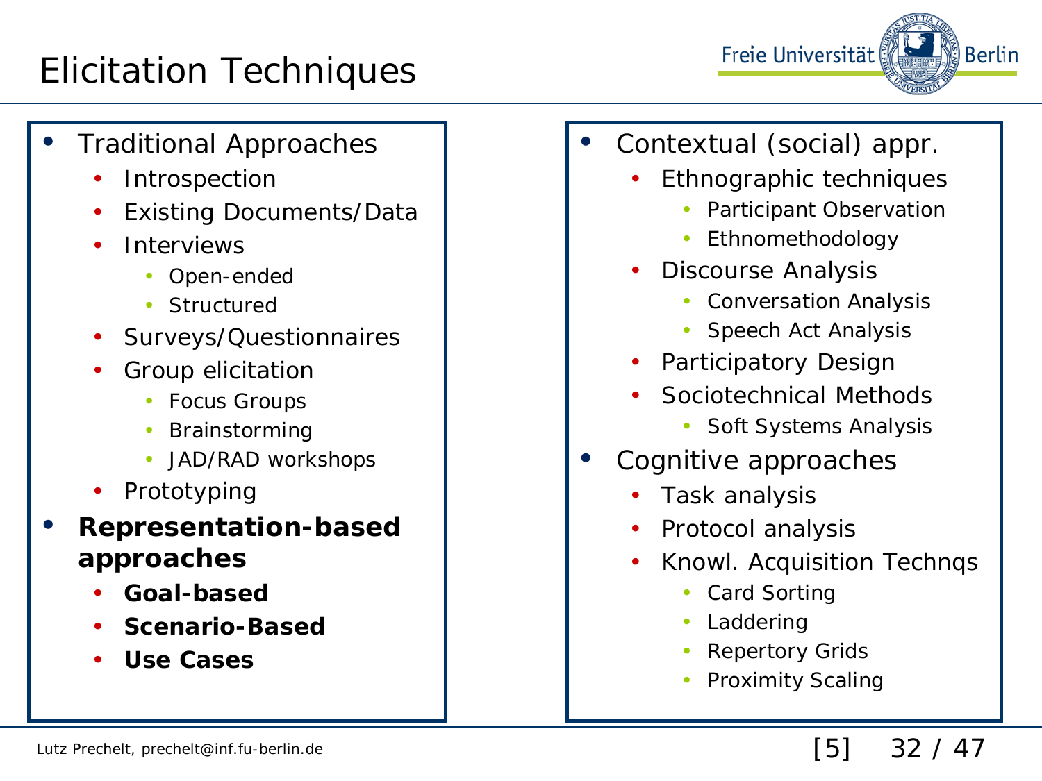# Elicitation Techniques

- Traditional Approaches
  - Introspection
  - Existing Documents/Data
  - Interviews
    - Open-ended
    - Structured
  - Surveys/Questionnaires
  - Group elicitation
    - Focus Groups
    - Brainstorming
    - JAD/RAD workshops
  - Prototyping
- **Representation-based approaches**
  - **Goal-based**
  - **Scenario-Based**
  - **Use Cases**

- Contextual (social) appr.
  - Ethnographic techniques
    - Participant Observation
    - Ethnomethodology
  - Discourse Analysis
    - Conversation Analysis
    - Speech Act Analysis
  - Participatory Design
  - Sociotechnical Methods
    - Soft Systems Analysis
- Cognitive approaches
  - Task analysis
  - Protocol analysis
  - Knowl. Acquisition Technqs
    - Card Sorting
    - Laddering
    - Repertory Grids
    - Proximity Scaling

[5]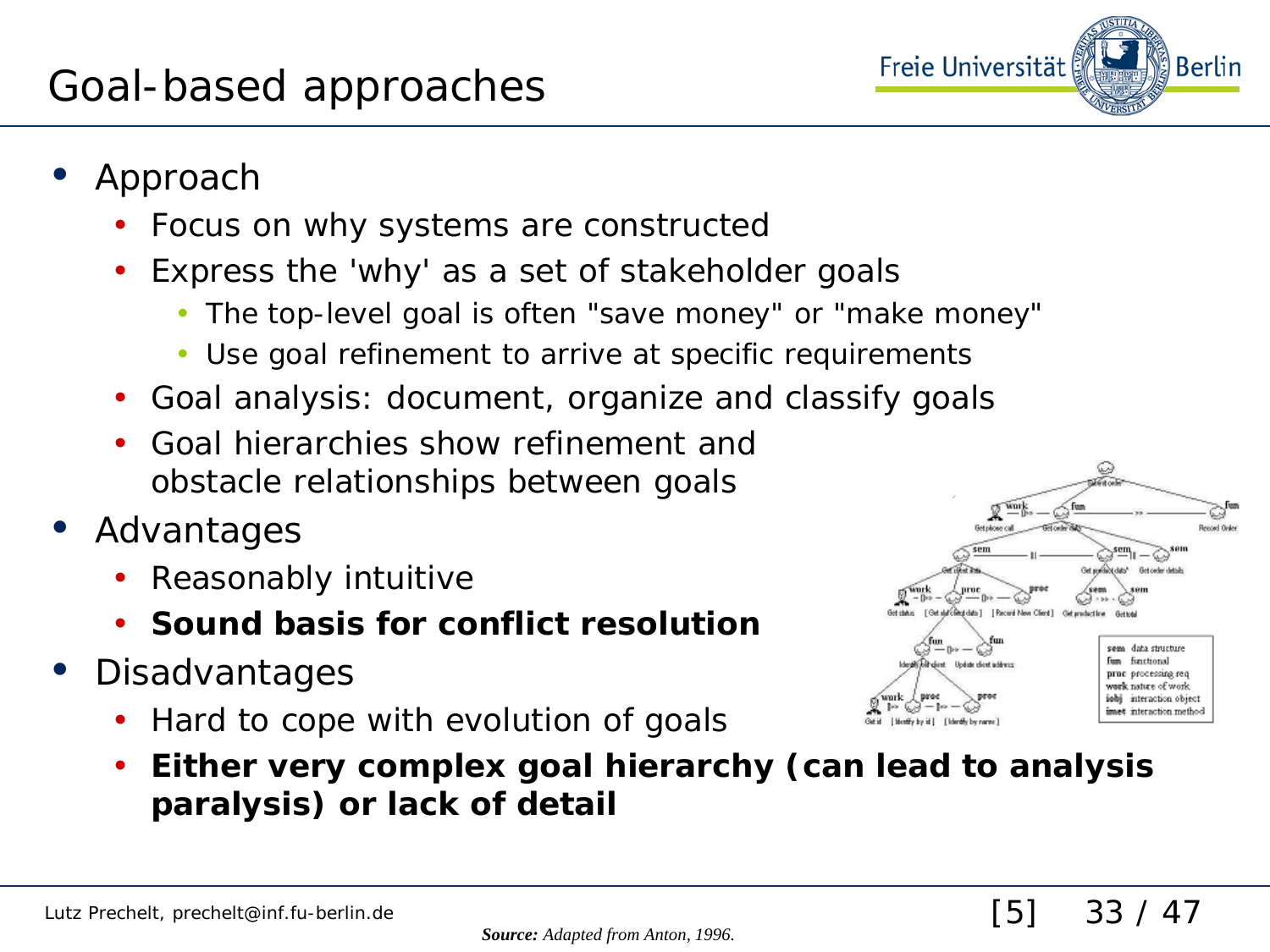# Goal-based approaches

- Approach
  - Focus on why systems are constructed
  - Express the 'why' as a set of stakeholder goals
    - The top-level goal is often "save money" or "make money"
    - Use goal refinement to arrive at specific requirements
  - Goal analysis: document, organize and classify goals
  - Goal hierarchies show refinement and obstacle relationships between goals
- Advantages
  - Reasonably intuitive
  - **Sound basis for conflict resolution**
- Disadvantages
  - Hard to cope with evolution of goals
  - **Either very complex goal hierarchy (can lead to analysis paralysis) or lack of detail**

***Source:*** *Adapted from Anton, 1996.*

[5]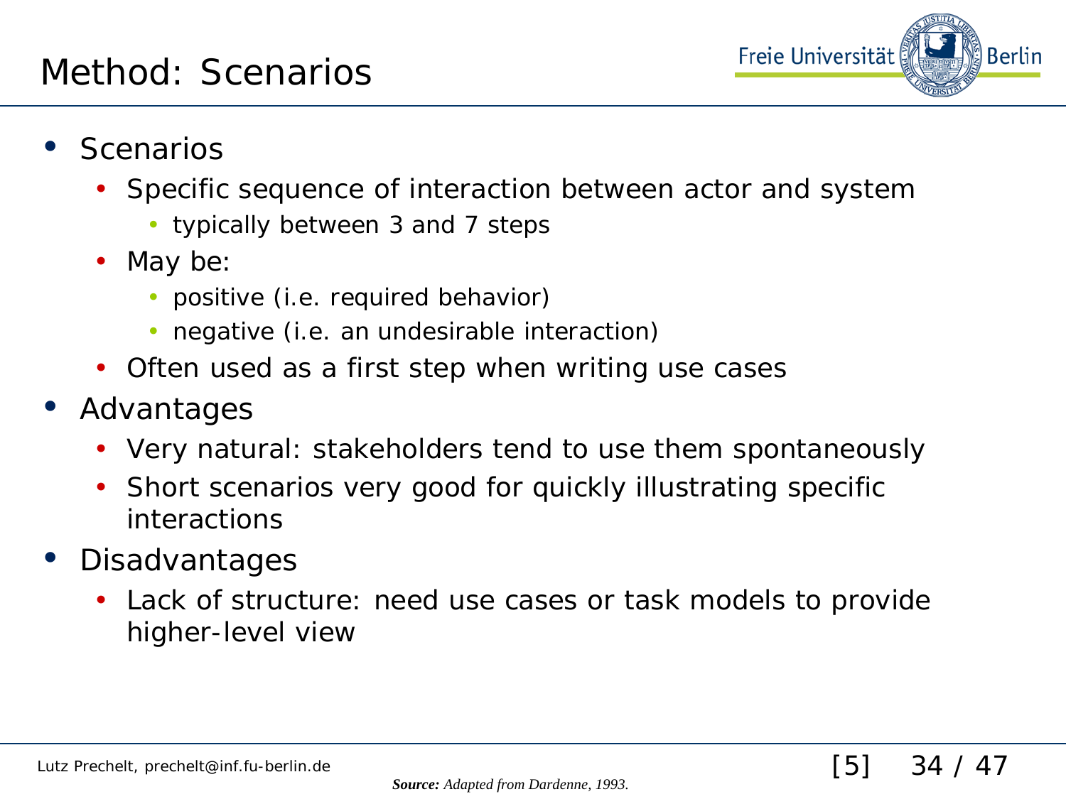# Method: Scenarios

- Scenarios
  - Specific sequence of interaction between actor and system
    - typically between 3 and 7 steps
  - May be:
    - positive (i.e. required behavior)
    - negative (i.e. an undesirable interaction)
  - Often used as a first step when writing use cases
- Advantages
  - Very natural: stakeholders tend to use them spontaneously
  - Short scenarios very good for quickly illustrating specific interactions
- Disadvantages
  - Lack of structure: need use cases or task models to provide higher-level view

[5]

***Source:*** *Adapted from Dardenne, 1993.*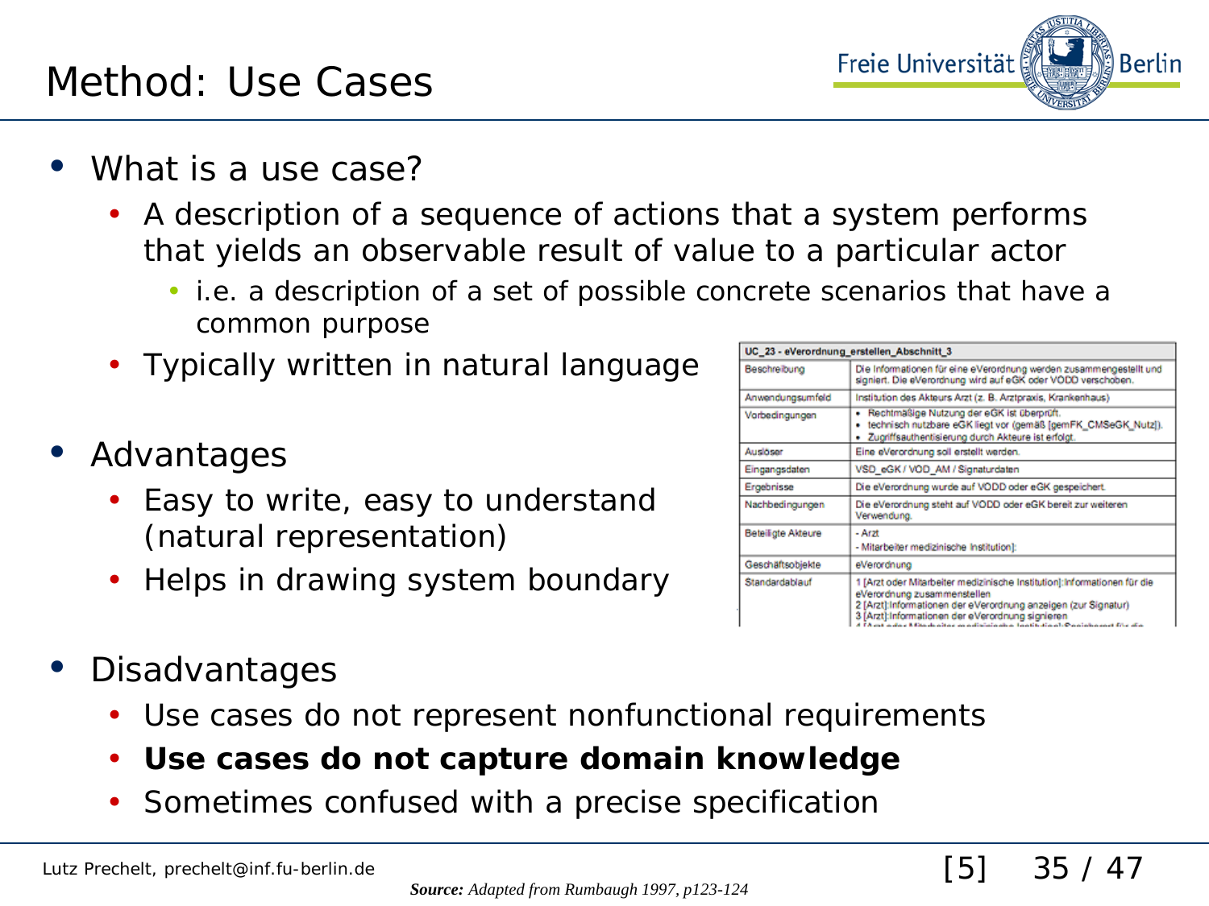# Method: Use Cases

- What is a use case?
  - A description of a sequence of actions that a system performs that yields an observable result of value to a particular actor
    - i.e. a description of a set of possible concrete scenarios that have a common purpose
  - Typically written in natural language

| UC_23 - eVerordnung_erstellen_Abschnitt_3 | |
|---|---|
| Beschreibung | Die Informationen für eine eVerordnung werden zusammengestellt und signiert. Die eVerordnung wird auf eGK oder VODD verschoben. |
| Anwendungsumfeld | Institution des Akteurs Arzt (z. B. Arztpraxis, Krankenhaus) |
| Vorbedingungen | • Rechtmäßige Nutzung der eGK ist überprüft. • technisch nutzbare eGK liegt vor (gemäß [gemFK_CMSeGK_Nutz]). • Zugriffsauthentisierung durch Akteure ist erfolgt. |
| Auslöser | Eine eVerordnung soll erstellt werden. |
| Eingangsdaten | VSD_eGK / VOD_AM / Signaturdaten |
| Ergebnisse | Die eVerordnung wurde auf VODD oder eGK gespeichert. |
| Nachbedingungen | Die eVerordnung steht auf VODD oder eGK bereit zur weiteren Verwendung. |
| Beteiligte Akteure | - Arzt - Mitarbeiter medizinische Institution]: |
| Geschäftsobjekte | eVerordnung |
| Standardablauf | 1 [Arzt oder Mitarbeiter medizinische Institution]:Informationen für die eVerordnung zusammenstellen 2 [Arzt]:Informationen der eVerordnung anzeigen (zur Signatur) 3 [Arzt]:Informationen der eVerordnung signieren |

- Advantages
  - Easy to write, easy to understand (natural representation)
  - Helps in drawing system boundary

- Disadvantages
  - Use cases do not represent nonfunctional requirements
  - **Use cases do not capture domain knowledge**
  - Sometimes confused with a precise specification

[5]

***Source:*** *Adapted from Rumbaugh 1997, p123-124*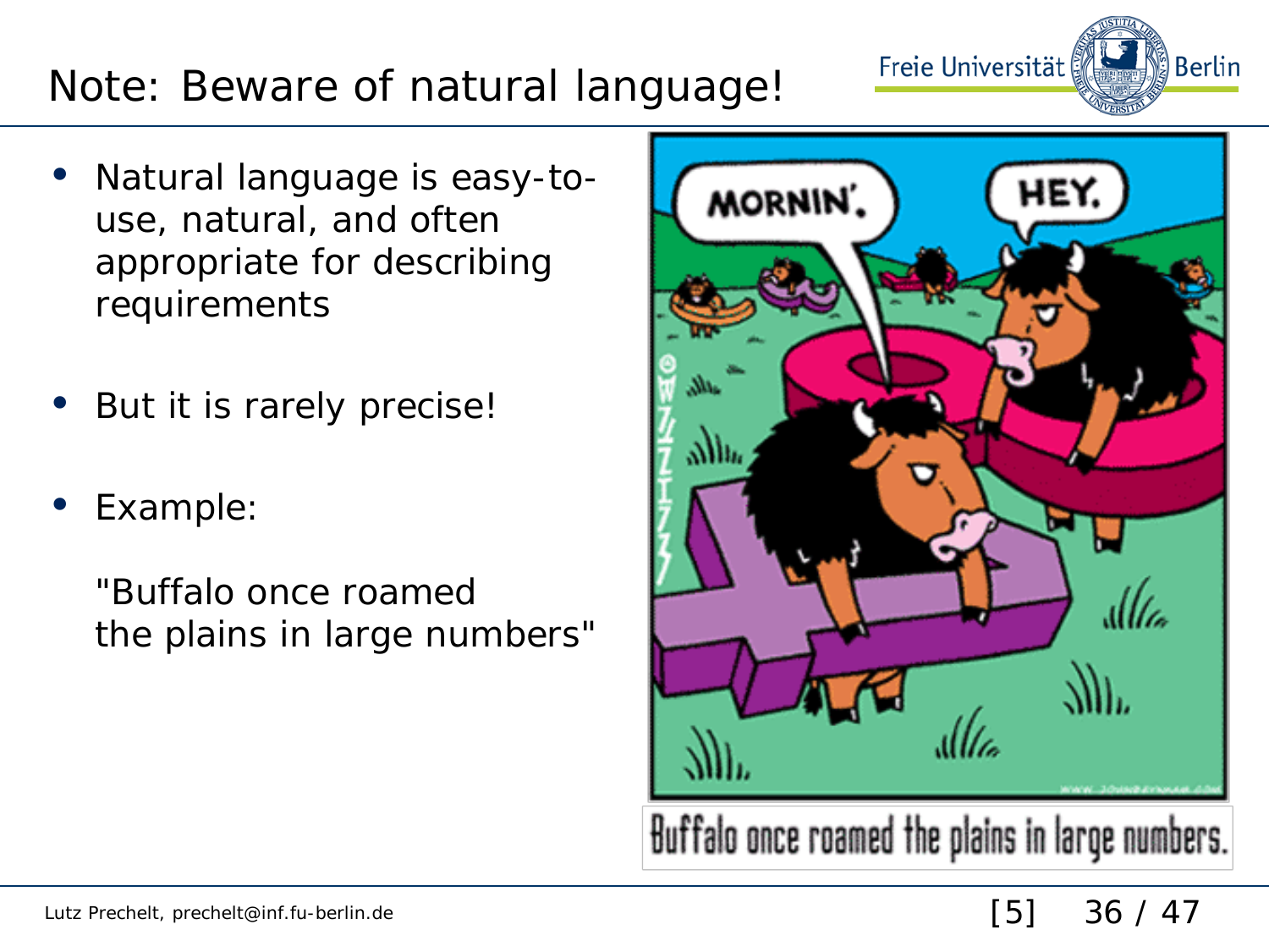# Note: Beware of natural language!

- Natural language is easy-to-use, natural, and often appropriate for describing requirements
- But it is rarely precise!
- Example:

  "Buffalo once roamed the plains in large numbers"

Buffalo once roamed the plains in large numbers.

[5]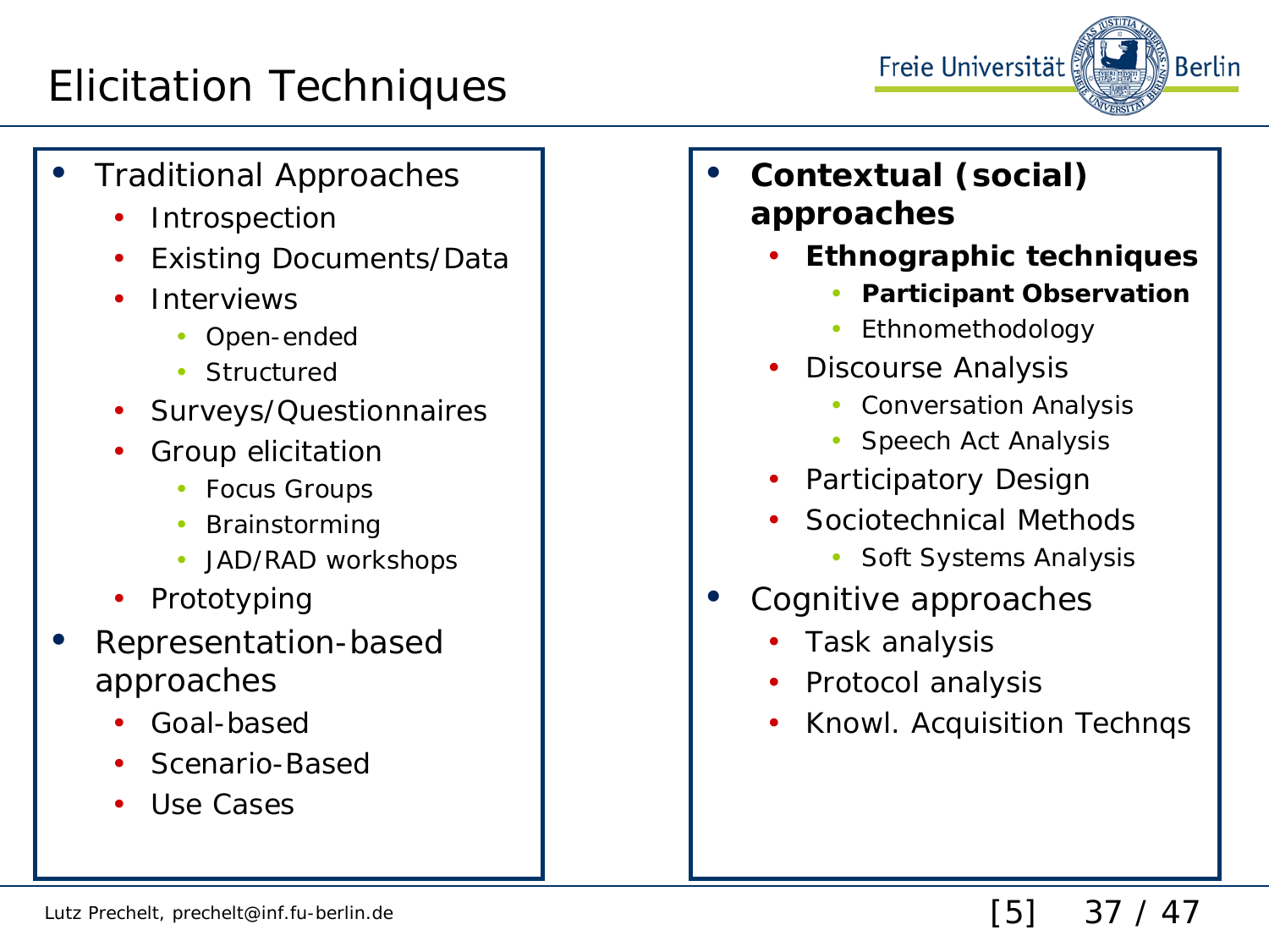# Elicitation Techniques

- Traditional Approaches
  - Introspection
  - Existing Documents/Data
  - Interviews
    - Open-ended
    - Structured
  - Surveys/Questionnaires
  - Group elicitation
    - Focus Groups
    - Brainstorming
    - JAD/RAD workshops
  - Prototyping
- Representation-based approaches
  - Goal-based
  - Scenario-Based
  - Use Cases
- **Contextual (social) approaches**
  - **Ethnographic techniques**
    - **Participant Observation**
    - Ethnomethodology
  - Discourse Analysis
    - Conversation Analysis
    - Speech Act Analysis
  - Participatory Design
  - Sociotechnical Methods
    - Soft Systems Analysis
- Cognitive approaches
  - Task analysis
  - Protocol analysis
  - Knowl. Acquisition Technqs

[5]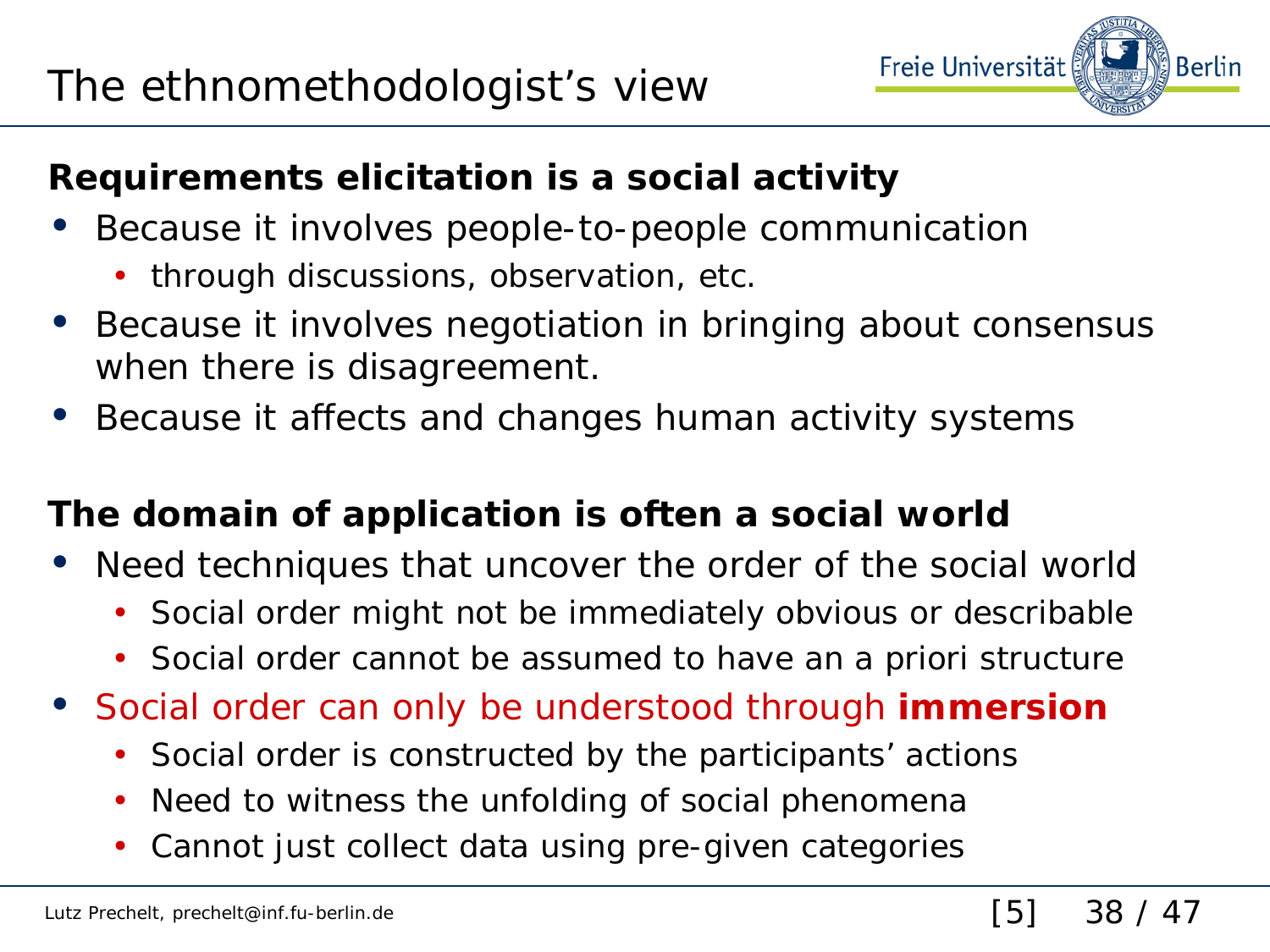# The ethnomethodologist's view

**Requirements elicitation is a social activity**

- Because it involves people-to-people communication
  - through discussions, observation, etc.
- Because it involves negotiation in bringing about consensus when there is disagreement.
- Because it affects and changes human activity systems

**The domain of application is often a social world**

- Need techniques that uncover the order of the social world
  - Social order might not be immediately obvious or describable
  - Social order cannot be assumed to have an a priori structure
- Social order can only be understood through **immersion**
  - Social order is constructed by the participants' actions
  - Need to witness the unfolding of social phenomena
  - Cannot just collect data using pre-given categories

[5]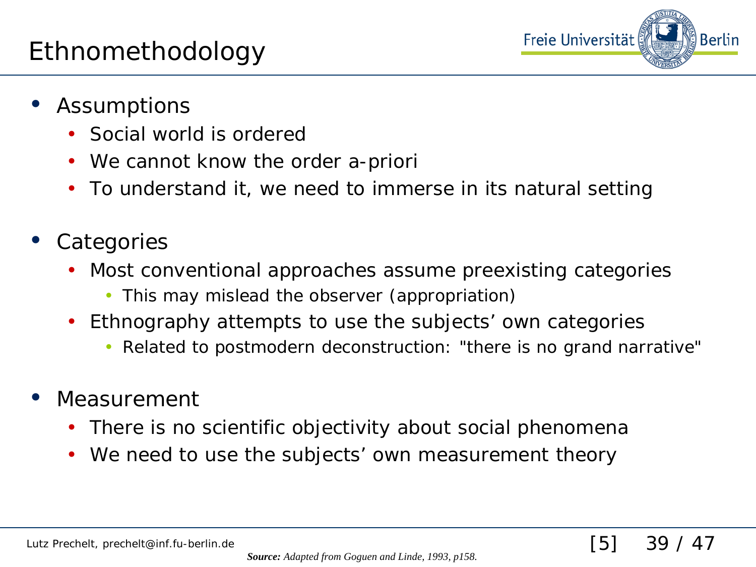# Ethnomethodology

- Assumptions
  - Social world is ordered
  - We cannot know the order a-priori
  - To understand it, we need to immerse in its natural setting
- Categories
  - Most conventional approaches assume preexisting categories
    - This may mislead the observer (appropriation)
  - Ethnography attempts to use the subjects' own categories
    - Related to postmodern deconstruction: "there is no grand narrative"
- Measurement
  - There is no scientific objectivity about social phenomena
  - We need to use the subjects' own measurement theory

[5]

***Source:*** *Adapted from Goguen and Linde, 1993, p158.*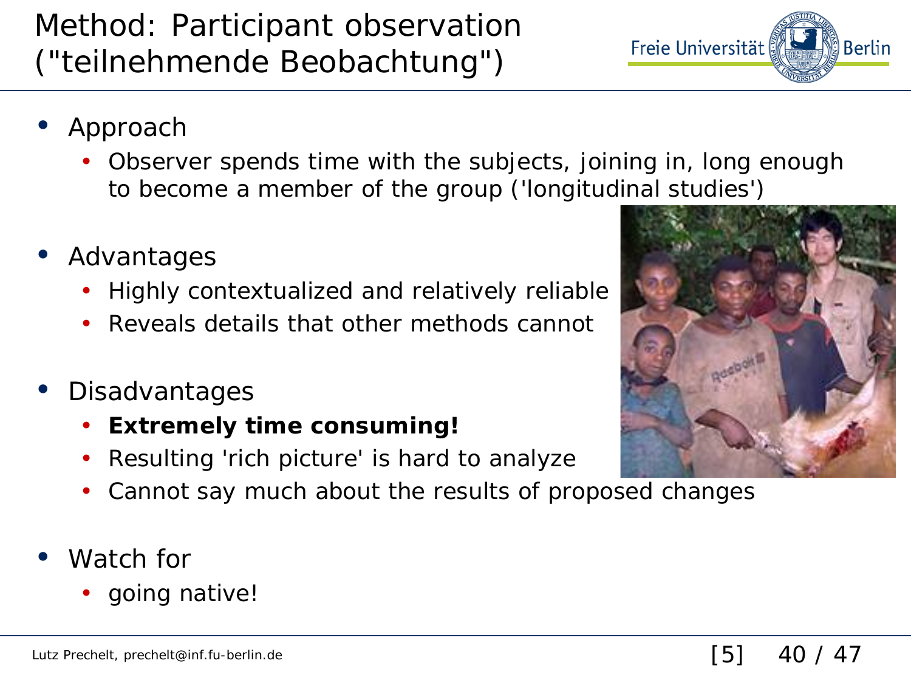# Method: Participant observation ("teilnehmende Beobachtung")

- Approach
  - Observer spends time with the subjects, joining in, long enough to become a member of the group ('longitudinal studies')
- Advantages
  - Highly contextualized and relatively reliable
  - Reveals details that other methods cannot
- Disadvantages
  - **Extremely time consuming!**
  - Resulting 'rich picture' is hard to analyze
  - Cannot say much about the results of proposed changes
- Watch for
  - going native!

[5]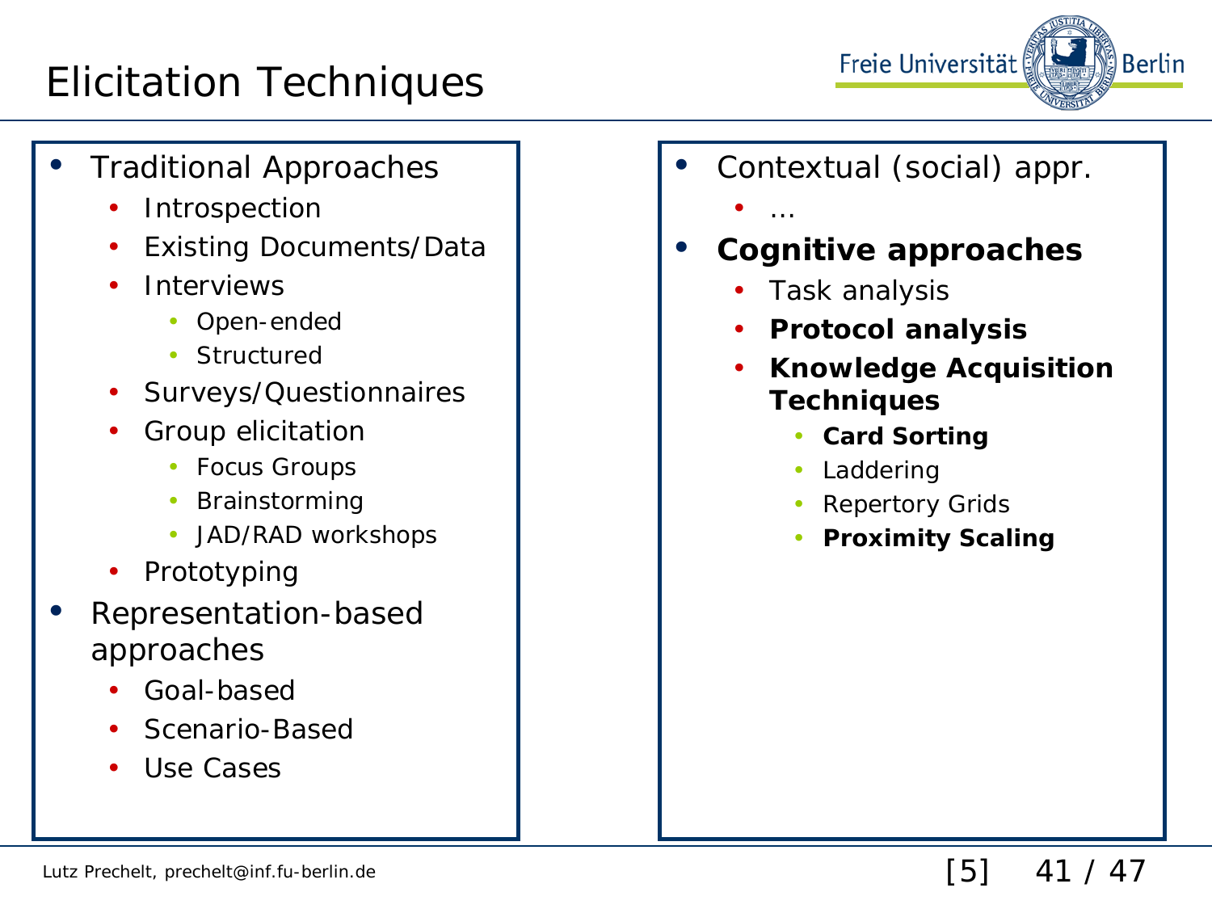# Elicitation Techniques

- Traditional Approaches
  - Introspection
  - Existing Documents/Data
  - Interviews
    - Open-ended
    - Structured
  - Surveys/Questionnaires
  - Group elicitation
    - Focus Groups
    - Brainstorming
    - JAD/RAD workshops
  - Prototyping
- Representation-based approaches
  - Goal-based
  - Scenario-Based
  - Use Cases

- Contextual (social) appr.
  - …
- **Cognitive approaches**
  - Task analysis
  - **Protocol analysis**
  - **Knowledge Acquisition Techniques**
    - **Card Sorting**
    - Laddering
    - Repertory Grids
    - **Proximity Scaling**

Lutz Prechelt, prechelt@inf.fu-berlin.de

[5]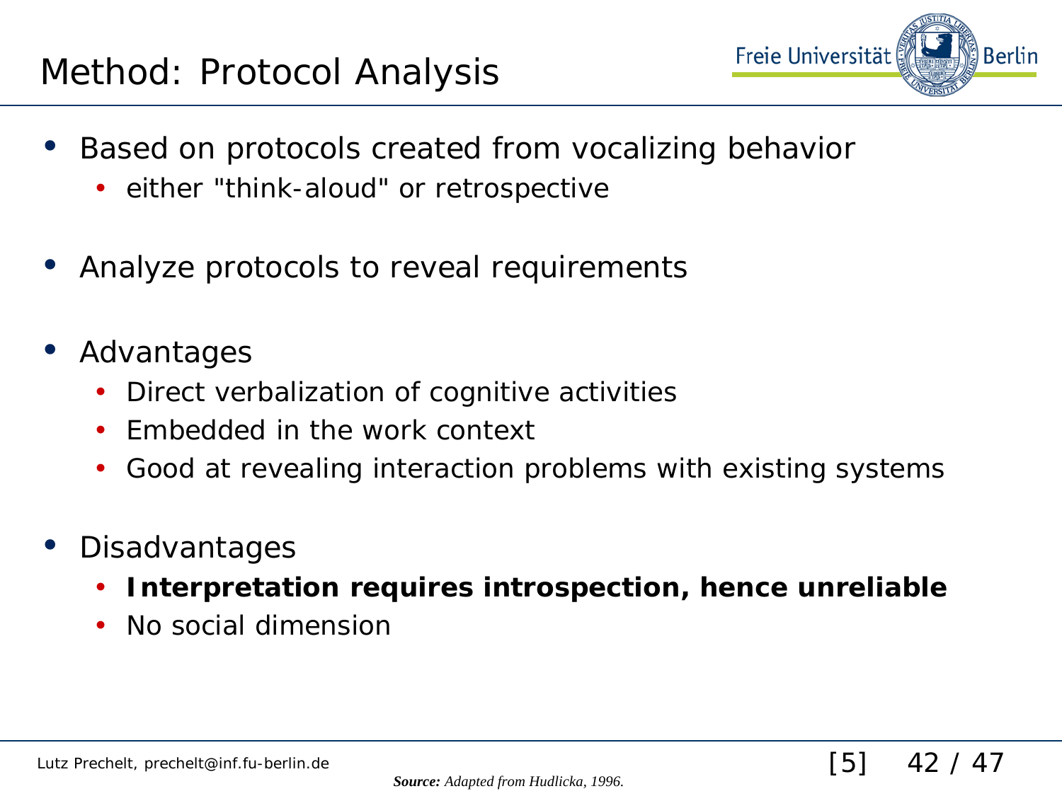# Method: Protocol Analysis

- Based on protocols created from vocalizing behavior
  - either "think-aloud" or retrospective
- Analyze protocols to reveal requirements
- Advantages
  - Direct verbalization of cognitive activities
  - Embedded in the work context
  - Good at revealing interaction problems with existing systems
- Disadvantages
  - **Interpretation requires introspection, hence unreliable**
  - No social dimension

***Source:*** *Adapted from Hudlicka, 1996.*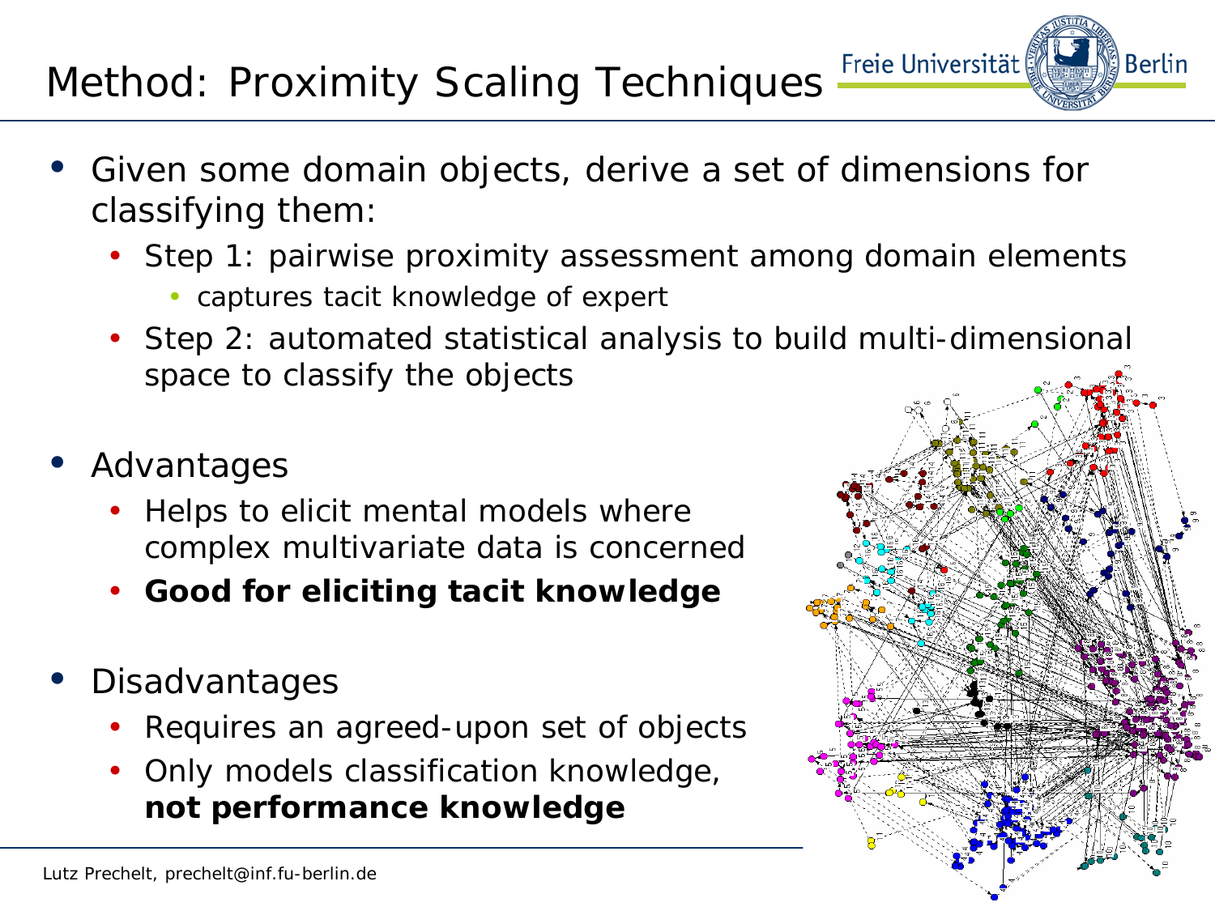# Method: Proximity Scaling Techniques

- Given some domain objects, derive a set of dimensions for classifying them:
  - Step 1: pairwise proximity assessment among domain elements
    - captures tacit knowledge of expert
  - Step 2: automated statistical analysis to build multi-dimensional space to classify the objects
- Advantages
  - Helps to elicit mental models where complex multivariate data is concerned
  - **Good for eliciting tacit knowledge**
- Disadvantages
  - Requires an agreed-upon set of objects
  - Only models classification knowledge, **not performance knowledge**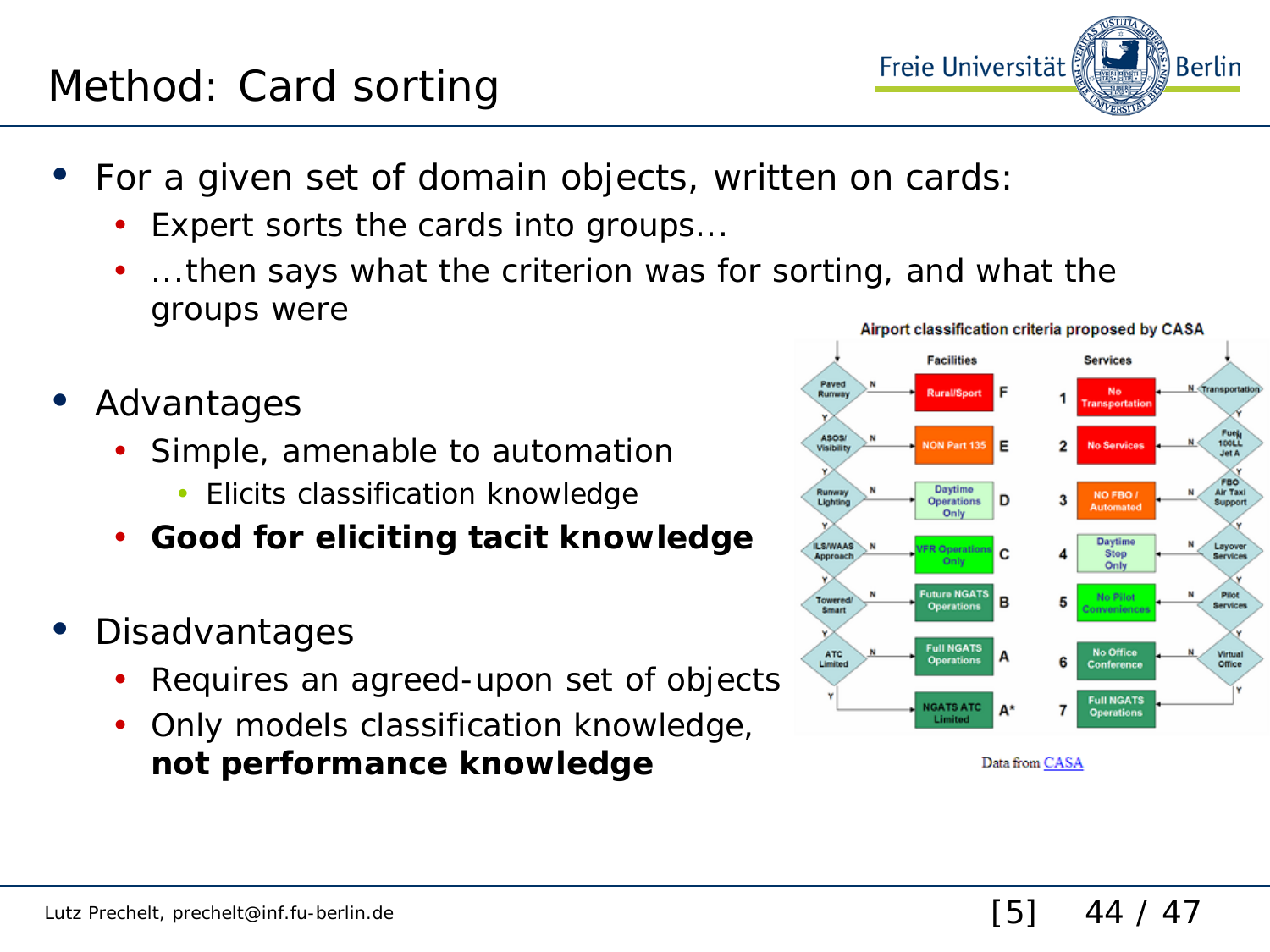# Method: Card sorting

- For a given set of domain objects, written on cards:
  - Expert sorts the cards into groups...
  - ...then says what the criterion was for sorting, and what the groups were

- Advantages
  - Simple, amenable to automation
    - Elicits classification knowledge
  - **Good for eliciting tacit knowledge**

- Disadvantages
  - Requires an agreed-upon set of objects
  - Only models classification knowledge, **not performance knowledge**

Airport classification criteria proposed by CASA

Data from CASA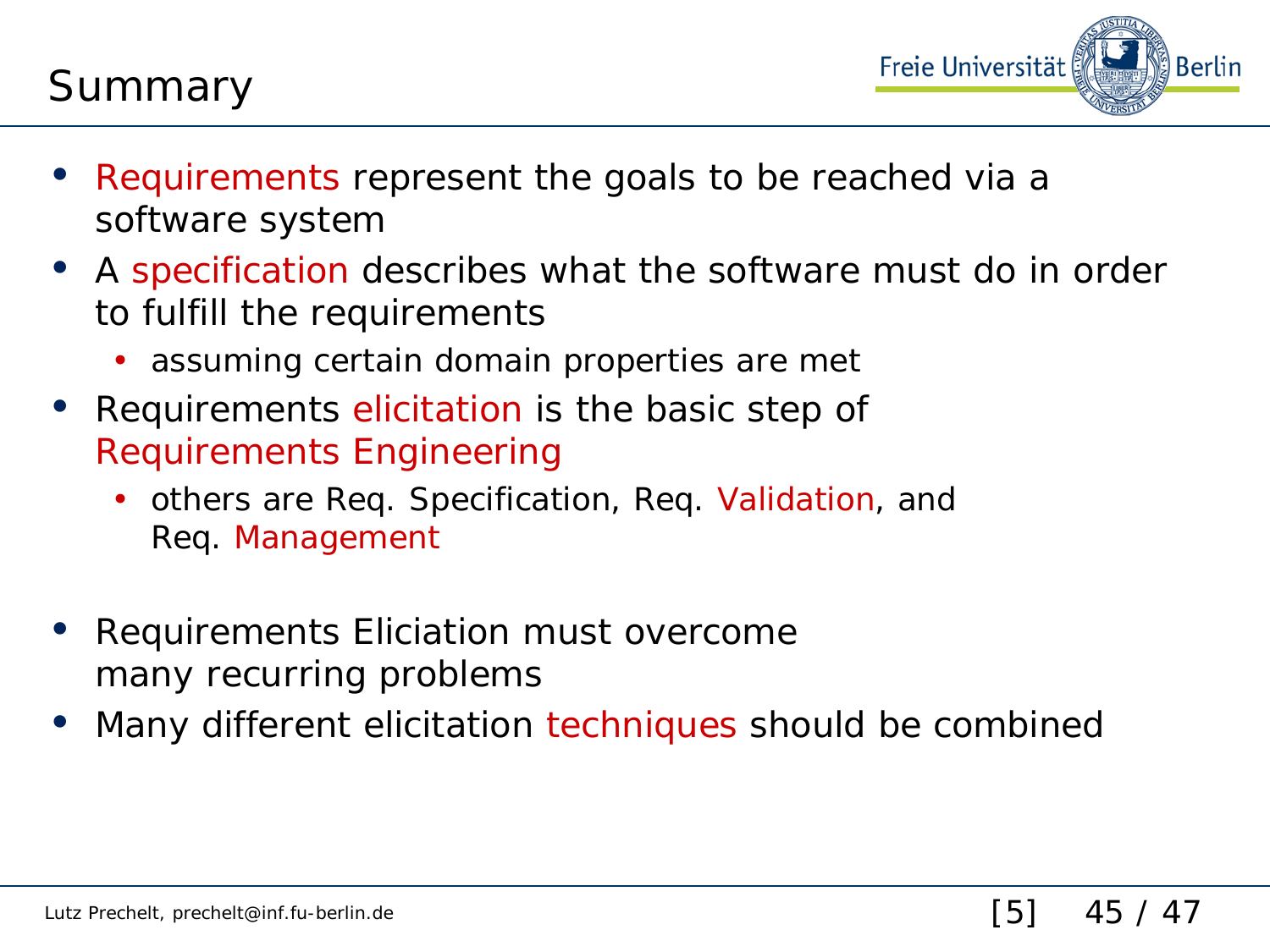# Summary

- Requirements represent the goals to be reached via a software system
- A specification describes what the software must do in order to fulfill the requirements
  - assuming certain domain properties are met
- Requirements elicitation is the basic step of Requirements Engineering
  - others are Req. Specification, Req. Validation, and Req. Management
- Requirements Eliciation must overcome many recurring problems
- Many different elicitation techniques should be combined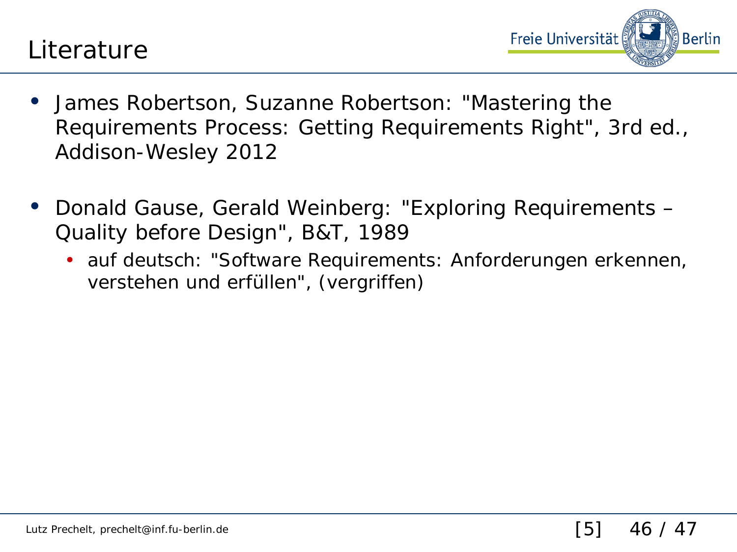# Literature

- James Robertson, Suzanne Robertson: "Mastering the Requirements Process: Getting Requirements Right", 3rd ed., Addison-Wesley 2012
- Donald Gause, Gerald Weinberg: "Exploring Requirements – Quality before Design", B&T, 1989
  - auf deutsch: "Software Requirements: Anforderungen erkennen, verstehen und erfüllen", (vergriffen)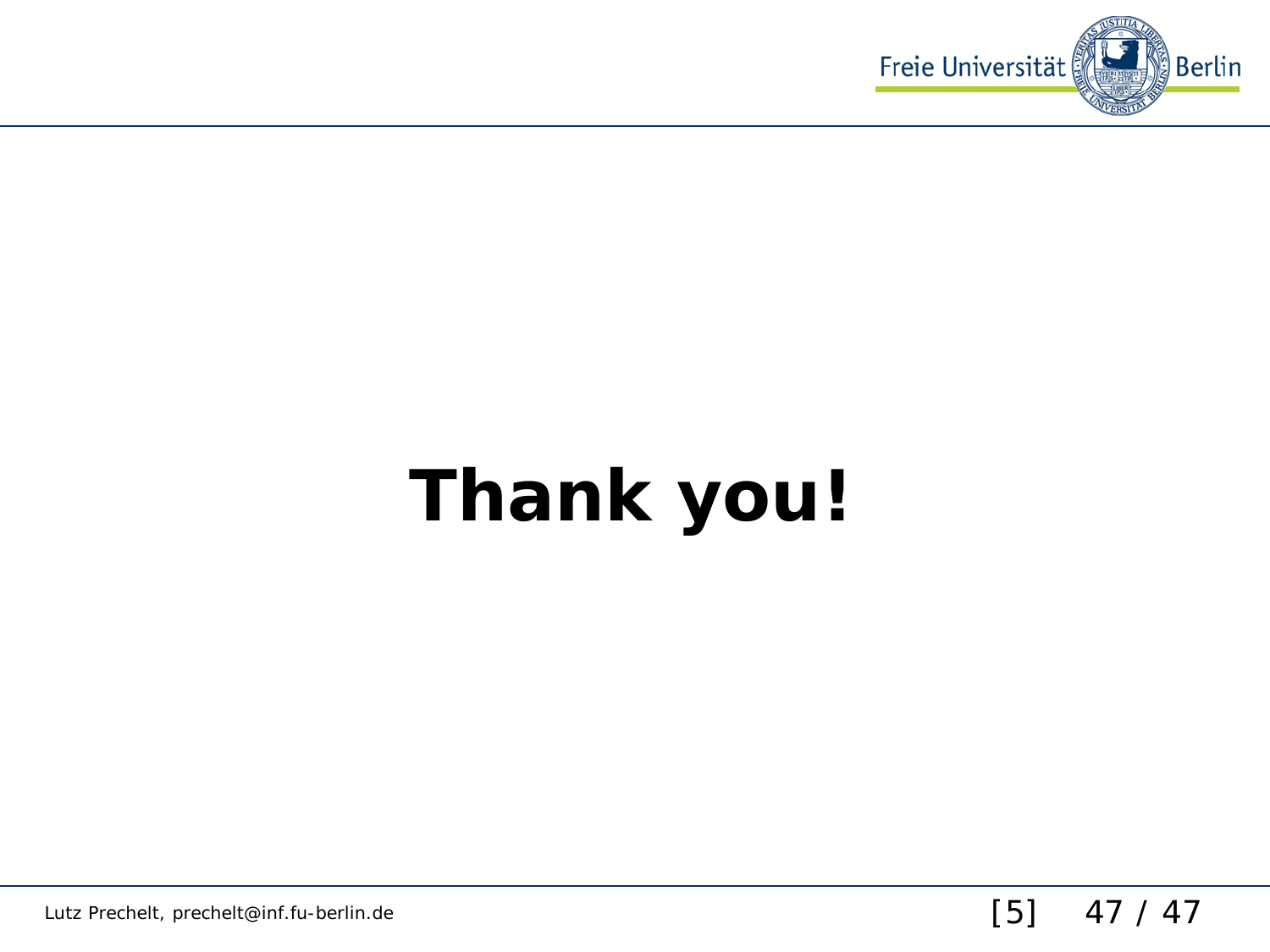# Thank you!